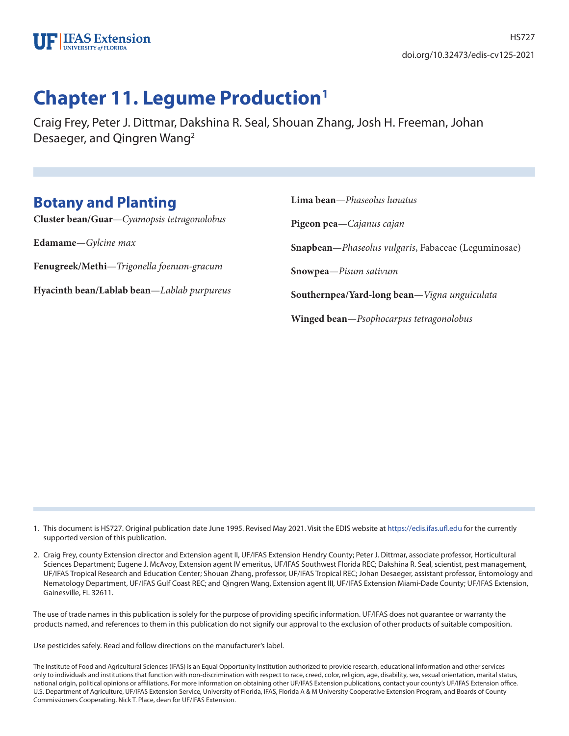HS727

doi.org/10.32473/edis-cv125-2021

# Chapter 11. Legume Production[1]

Craig Frey, Peter J. Dittmar, Dakshina R. Seal, Shouan Zhang, Josh H. Freeman, Johan Desaeger, and Qingren Wang[2]

## Botany and Planting

**Cluster bean/Guar**—*Cyamopsis tetragonolobus*

**Edamame**—*Gylcine max*

**Fenugreek/Methi**—*Trigonella foenum-gracum*

**Hyacinth bean/Lablab bean**—*Lablab purpureus*

**Lima bean**—*Phaseolus lunatus*

**Pigeon pea**—*Cajanus cajan*

**Snapbean**—*Phaseolus vulgaris*, Fabaceae (Leguminosae)

**Snowpea**—*Pisum sativum*

**Southernpea/Yard-long bean**—*Vigna unguiculata*

**Winged bean**—*Psophocarpus tetragonolobus*

1. This document is HS727. Original publication date June 1995. Revised May 2021. Visit the EDIS website at https://edis.ifas.ufl.edu for the currently supported version of this publication.

2. Craig Frey, county Extension director and Extension agent II, UF/IFAS Extension Hendry County; Peter J. Dittmar, associate professor, Horticultural Sciences Department; Eugene J. McAvoy, Extension agent IV emeritus, UF/IFAS Southwest Florida REC; Dakshina R. Seal, scientist, pest management, UF/IFAS Tropical Research and Education Center; Shouan Zhang, professor, UF/IFAS Tropical REC; Johan Desaeger, assistant professor, Entomology and Nematology Department, UF/IFAS Gulf Coast REC; and Qingren Wang, Extension agent III, UF/IFAS Extension Miami-Dade County; UF/IFAS Extension, Gainesville, FL 32611.

The use of trade names in this publication is solely for the purpose of providing specific information. UF/IFAS does not guarantee or warranty the products named, and references to them in this publication do not signify our approval to the exclusion of other products of suitable composition.

Use pesticides safely. Read and follow directions on the manufacturer's label.

The Institute of Food and Agricultural Sciences (IFAS) is an Equal Opportunity Institution authorized to provide research, educational information and other services only to individuals and institutions that function with non-discrimination with respect to race, creed, color, religion, age, disability, sex, sexual orientation, marital status, national origin, political opinions or affiliations. For more information on obtaining other UF/IFAS Extension publications, contact your county's UF/IFAS Extension office. U.S. Department of Agriculture, UF/IFAS Extension Service, University of Florida, IFAS, Florida A & M University Cooperative Extension Program, and Boards of County Commissioners Cooperating. Nick T. Place, dean for UF/IFAS Extension.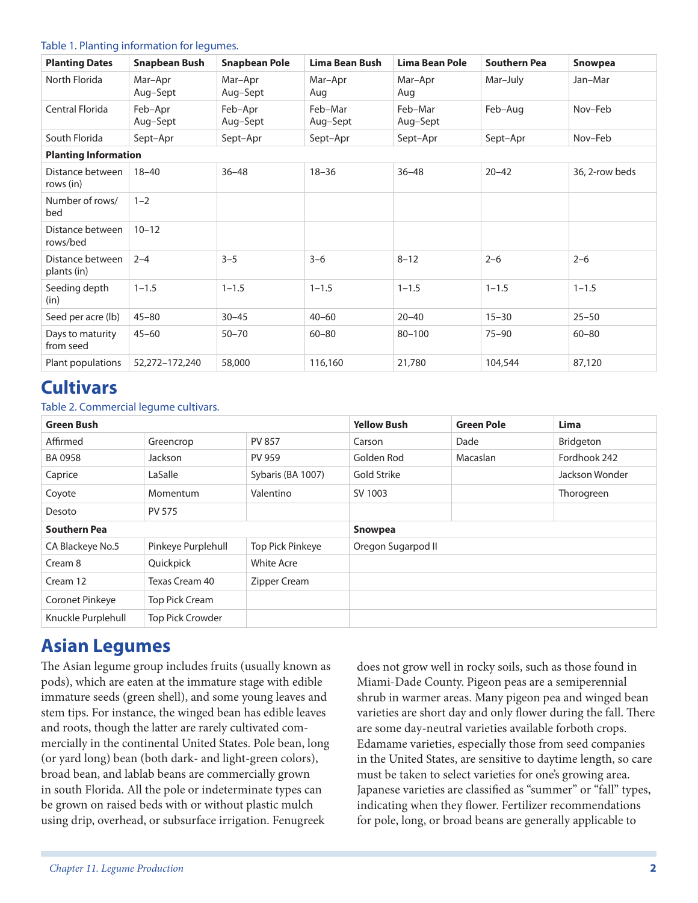Table 1. Planting information for legumes.

| Planting Dates | Snapbean Bush | Snapbean Pole | Lima Bean Bush | Lima Bean Pole | Southern Pea | Snowpea |
|---|---|---|---|---|---|---|
| North Florida | Mar–Apr Aug–Sept | Mar–Apr Aug–Sept | Mar–Apr Aug | Mar–Apr Aug | Mar–July | Jan–Mar |
| Central Florida | Feb–Apr Aug–Sept | Feb–Apr Aug–Sept | Feb–Mar Aug–Sept | Feb–Mar Aug–Sept | Feb–Aug | Nov–Feb |
| South Florida | Sept–Apr | Sept–Apr | Sept–Apr | Sept–Apr | Sept–Apr | Nov–Feb |
| **Planting Information** | | | | | | |
| Distance between rows (in) | 18–40 | 36–48 | 18–36 | 36–48 | 20–42 | 36, 2-row beds |
| Number of rows/bed | 1–2 | | | | | |
| Distance between rows/bed | 10–12 | | | | | |
| Distance between plants (in) | 2–4 | 3–5 | 3–6 | 8–12 | 2–6 | 2–6 |
| Seeding depth (in) | 1–1.5 | 1–1.5 | 1–1.5 | 1–1.5 | 1–1.5 | 1–1.5 |
| Seed per acre (lb) | 45–80 | 30–45 | 40–60 | 20–40 | 15–30 | 25–50 |
| Days to maturity from seed | 45–60 | 50–70 | 60–80 | 80–100 | 75–90 | 60–80 |
| Plant populations | 52,272–172,240 | 58,000 | 116,160 | 21,780 | 104,544 | 87,120 |

# Cultivars

Table 2. Commercial legume cultivars.

| Green Bush | | | Yellow Bush | Green Pole | Lima |
|---|---|---|---|---|---|
| Affirmed | Greencrop | PV 857 | Carson | Dade | Bridgeton |
| BA 0958 | Jackson | PV 959 | Golden Rod | Macaslan | Fordhook 242 |
| Caprice | LaSalle | Sybaris (BA 1007) | Gold Strike | | Jackson Wonder |
| Coyote | Momentum | Valentino | SV 1003 | | Thorogreen |
| Desoto | PV 575 | | | | |
| **Southern Pea** | | | **Snowpea** | | |
| CA Blackeye No.5 | Pinkeye Purplehull | Top Pick Pinkeye | Oregon Sugarpod II | | |
| Cream 8 | Quickpick | White Acre | | | |
| Cream 12 | Texas Cream 40 | Zipper Cream | | | |
| Coronet Pinkeye | Top Pick Cream | | | | |
| Knuckle Purplehull | Top Pick Crowder | | | | |

# Asian Legumes

The Asian legume group includes fruits (usually known as pods), which are eaten at the immature stage with edible immature seeds (green shell), and some young leaves and stem tips. For instance, the winged bean has edible leaves and roots, though the latter are rarely cultivated commercially in the continental United States. Pole bean, long (or yard long) bean (both dark- and light-green colors), broad bean, and lablab beans are commercially grown in south Florida. All the pole or indeterminate types can be grown on raised beds with or without plastic mulch using drip, overhead, or subsurface irrigation. Fenugreek does not grow well in rocky soils, such as those found in Miami-Dade County. Pigeon peas are a semiperennial shrub in warmer areas. Many pigeon pea and winged bean varieties are short day and only flower during the fall. There are some day-neutral varieties available forboth crops. Edamame varieties, especially those from seed companies in the United States, are sensitive to daytime length, so care must be taken to select varieties for one's growing area. Japanese varieties are classified as "summer" or "fall" types, indicating when they flower. Fertilizer recommendations for pole, long, or broad beans are generally applicable to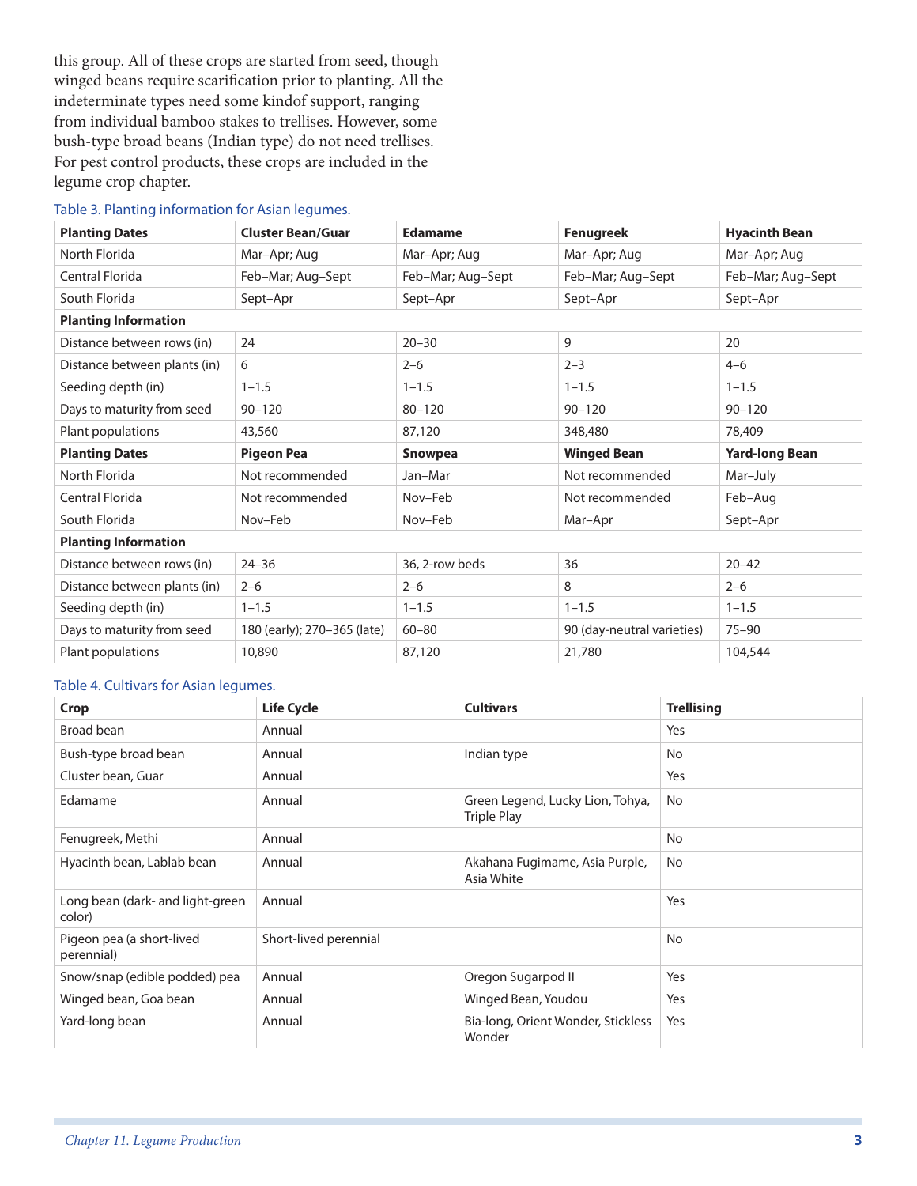this group. All of these crops are started from seed, though winged beans require scarification prior to planting. All the indeterminate types need some kindof support, ranging from individual bamboo stakes to trellises. However, some bush-type broad beans (Indian type) do not need trellises. For pest control products, these crops are included in the legume crop chapter.

Table 3. Planting information for Asian legumes.

| **Planting Dates** | **Cluster Bean/Guar** | **Edamame** | **Fenugreek** | **Hyacinth Bean** |
|---|---|---|---|---|
| North Florida | Mar–Apr; Aug | Mar–Apr; Aug | Mar–Apr; Aug | Mar–Apr; Aug |
| Central Florida | Feb–Mar; Aug–Sept | Feb–Mar; Aug–Sept | Feb–Mar; Aug–Sept | Feb–Mar; Aug–Sept |
| South Florida | Sept–Apr | Sept–Apr | Sept–Apr | Sept–Apr |
| **Planting Information** | | | | |
| Distance between rows (in) | 24 | 20–30 | 9 | 20 |
| Distance between plants (in) | 6 | 2–6 | 2–3 | 4–6 |
| Seeding depth (in) | 1–1.5 | 1–1.5 | 1–1.5 | 1–1.5 |
| Days to maturity from seed | 90–120 | 80–120 | 90–120 | 90–120 |
| Plant populations | 43,560 | 87,120 | 348,480 | 78,409 |
| **Planting Dates** | **Pigeon Pea** | **Snowpea** | **Winged Bean** | **Yard-long Bean** |
| North Florida | Not recommended | Jan–Mar | Not recommended | Mar–July |
| Central Florida | Not recommended | Nov–Feb | Not recommended | Feb–Aug |
| South Florida | Nov–Feb | Nov–Feb | Mar–Apr | Sept–Apr |
| **Planting Information** | | | | |
| Distance between rows (in) | 24–36 | 36, 2-row beds | 36 | 20–42 |
| Distance between plants (in) | 2–6 | 2–6 | 8 | 2–6 |
| Seeding depth (in) | 1–1.5 | 1–1.5 | 1–1.5 | 1–1.5 |
| Days to maturity from seed | 180 (early); 270–365 (late) | 60–80 | 90 (day-neutral varieties) | 75–90 |
| Plant populations | 10,890 | 87,120 | 21,780 | 104,544 |

Table 4. Cultivars for Asian legumes.

| **Crop** | **Life Cycle** | **Cultivars** | **Trellising** |
|---|---|---|---|
| Broad bean | Annual | | Yes |
| Bush-type broad bean | Annual | Indian type | No |
| Cluster bean, Guar | Annual | | Yes |
| Edamame | Annual | Green Legend, Lucky Lion, Tohya, Triple Play | No |
| Fenugreek, Methi | Annual | | No |
| Hyacinth bean, Lablab bean | Annual | Akahana Fugimame, Asia Purple, Asia White | No |
| Long bean (dark- and light-green color) | Annual | | Yes |
| Pigeon pea (a short-lived perennial) | Short-lived perennial | | No |
| Snow/snap (edible podded) pea | Annual | Oregon Sugarpod II | Yes |
| Winged bean, Goa bean | Annual | Winged Bean, Youdou | Yes |
| Yard-long bean | Annual | Bia-long, Orient Wonder, Stickless Wonder | Yes |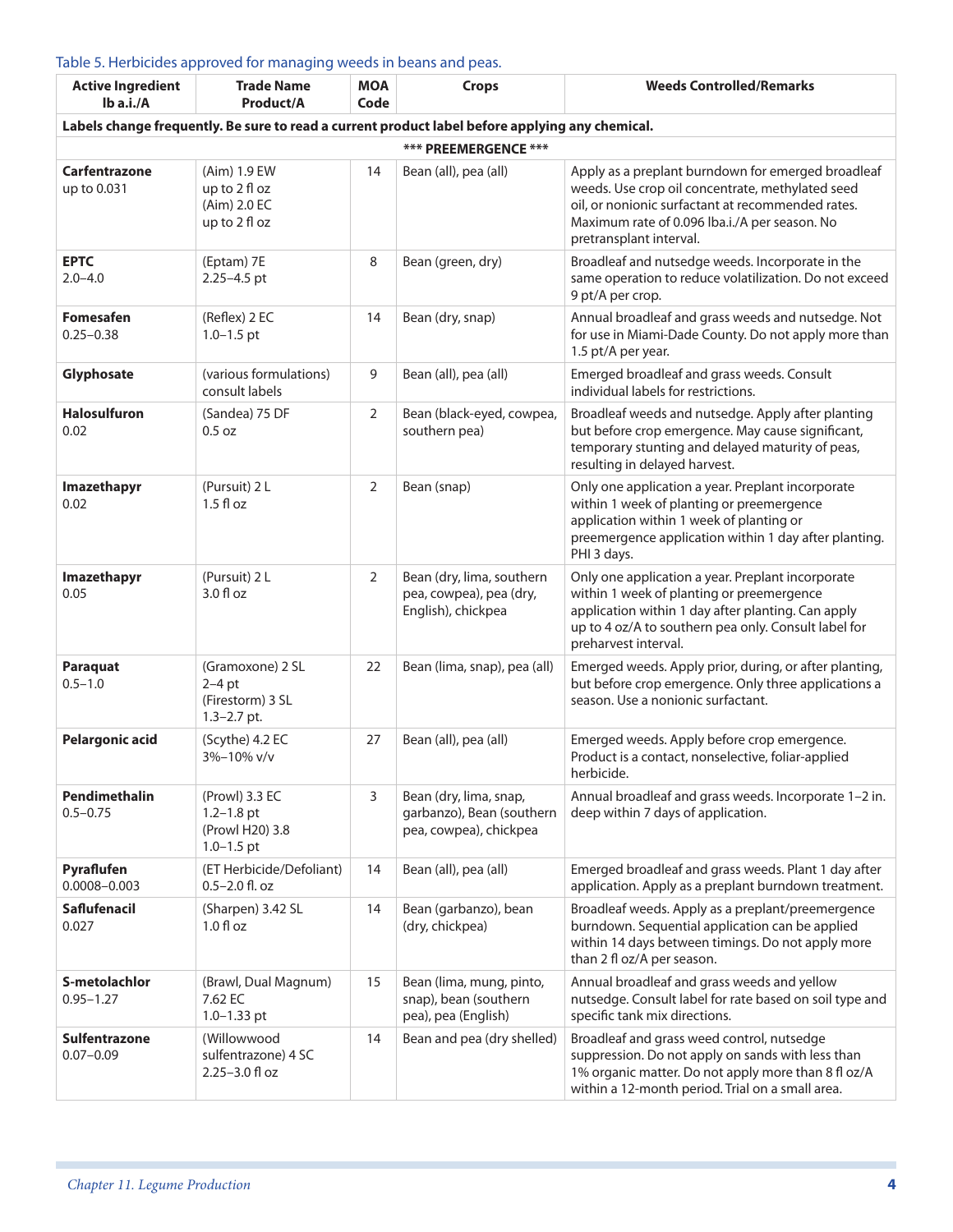Table 5. Herbicides approved for managing weeds in beans and peas.

| Active Ingredient lb a.i./A | Trade Name Product/A | MOA Code | Crops | Weeds Controlled/Remarks |
|---|---|---|---|---|
| **Labels change frequently. Be sure to read a current product label before applying any chemical.** | | | | |
| | | *** PREEMERGENCE *** | | |
| **Carfentrazone** up to 0.031 | (Aim) 1.9 EW up to 2 fl oz (Aim) 2.0 EC up to 2 fl oz | 14 | Bean (all), pea (all) | Apply as a preplant burndown for emerged broadleaf weeds. Use crop oil concentrate, methylated seed oil, or nonionic surfactant at recommended rates. Maximum rate of 0.096 lba.i./A per season. No pretransplant interval. |
| **EPTC** 2.0–4.0 | (Eptam) 7E 2.25–4.5 pt | 8 | Bean (green, dry) | Broadleaf and nutsedge weeds. Incorporate in the same operation to reduce volatilization. Do not exceed 9 pt/A per crop. |
| **Fomesafen** 0.25–0.38 | (Reflex) 2 EC 1.0–1.5 pt | 14 | Bean (dry, snap) | Annual broadleaf and grass weeds and nutsedge. Not for use in Miami-Dade County. Do not apply more than 1.5 pt/A per year. |
| **Glyphosate** | (various formulations) consult labels | 9 | Bean (all), pea (all) | Emerged broadleaf and grass weeds. Consult individual labels for restrictions. |
| **Halosulfuron** 0.02 | (Sandea) 75 DF 0.5 oz | 2 | Bean (black-eyed, cowpea, southern pea) | Broadleaf weeds and nutsedge. Apply after planting but before crop emergence. May cause significant, temporary stunting and delayed maturity of peas, resulting in delayed harvest. |
| **Imazethapyr** 0.02 | (Pursuit) 2 L 1.5 fl oz | 2 | Bean (snap) | Only one application a year. Preplant incorporate within 1 week of planting or preemergence application within 1 week of planting or preemergence application within 1 day after planting. PHI 3 days. |
| **Imazethapyr** 0.05 | (Pursuit) 2 L 3.0 fl oz | 2 | Bean (dry, lima, southern pea, cowpea), pea (dry, English), chickpea | Only one application a year. Preplant incorporate within 1 week of planting or preemergence application within 1 day after planting. Can apply up to 4 oz/A to southern pea only. Consult label for preharvest interval. |
| **Paraquat** 0.5–1.0 | (Gramoxone) 2 SL 2–4 pt (Firestorm) 3 SL 1.3–2.7 pt. | 22 | Bean (lima, snap), pea (all) | Emerged weeds. Apply prior, during, or after planting, but before crop emergence. Only three applications a season. Use a nonionic surfactant. |
| **Pelargonic acid** | (Scythe) 4.2 EC 3%–10% v/v | 27 | Bean (all), pea (all) | Emerged weeds. Apply before crop emergence. Product is a contact, nonselective, foliar-applied herbicide. |
| **Pendimethalin** 0.5–0.75 | (Prowl) 3.3 EC 1.2–1.8 pt (Prowl H20) 3.8 1.0–1.5 pt | 3 | Bean (dry, lima, snap, garbanzo), Bean (southern pea, cowpea), chickpea | Annual broadleaf and grass weeds. Incorporate 1–2 in. deep within 7 days of application. |
| **Pyraflufen** 0.0008–0.003 | (ET Herbicide/Defoliant) 0.5–2.0 fl. oz | 14 | Bean (all), pea (all) | Emerged broadleaf and grass weeds. Plant 1 day after application. Apply as a preplant burndown treatment. |
| **Saflufenacil** 0.027 | (Sharpen) 3.42 SL 1.0 fl oz | 14 | Bean (garbanzo), bean (dry, chickpea) | Broadleaf weeds. Apply as a preplant/preemergence burndown. Sequential application can be applied within 14 days between timings. Do not apply more than 2 fl oz/A per season. |
| **S-metolachlor** 0.95–1.27 | (Brawl, Dual Magnum) 7.62 EC 1.0–1.33 pt | 15 | Bean (lima, mung, pinto, snap), bean (southern pea), pea (English) | Annual broadleaf and grass weeds and yellow nutsedge. Consult label for rate based on soil type and specific tank mix directions. |
| **Sulfentrazone** 0.07–0.09 | (Willowwood sulfentrazone) 4 SC 2.25–3.0 fl oz | 14 | Bean and pea (dry shelled) | Broadleaf and grass weed control, nutsedge suppression. Do not apply on sands with less than 1% organic matter. Do not apply more than 8 fl oz/A within a 12-month period. Trial on a small area. |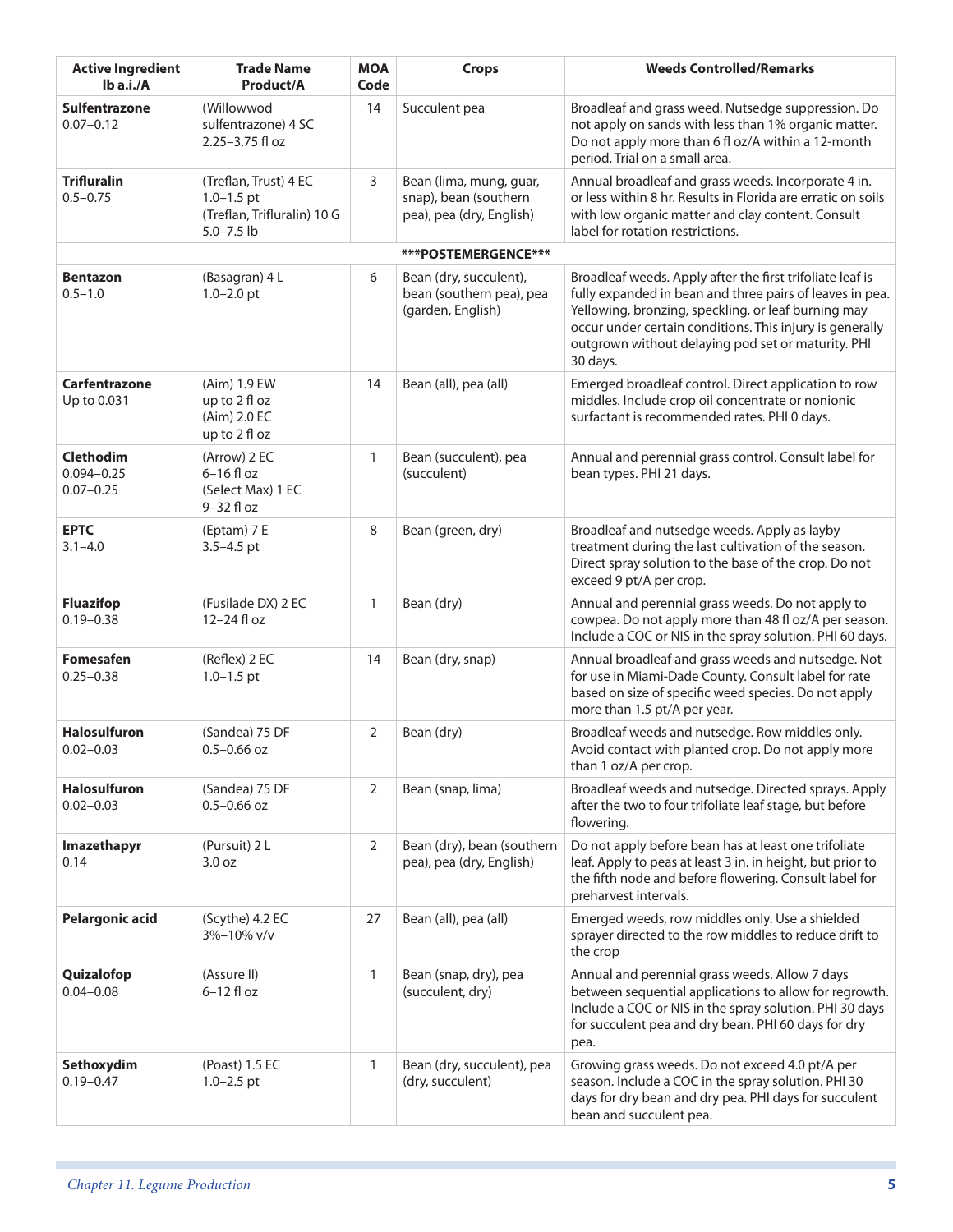| Active Ingredient lb a.i./A | Trade Name Product/A | MOA Code | Crops | Weeds Controlled/Remarks |
|---|---|---|---|---|
| **Sulfentrazone** 0.07–0.12 | (Willowwod sulfentrazone) 4 SC 2.25–3.75 fl oz | 14 | Succulent pea | Broadleaf and grass weed. Nutsedge suppression. Do not apply on sands with less than 1% organic matter. Do not apply more than 6 fl oz/A within a 12-month period. Trial on a small area. |
| **Trifluralin** 0.5–0.75 | (Treflan, Trust) 4 EC 1.0–1.5 pt (Treflan, Trifluralin) 10 G 5.0–7.5 lb | 3 | Bean (lima, mung, guar, snap), bean (southern pea), pea (dry, English) | Annual broadleaf and grass weeds. Incorporate 4 in. or less within 8 hr. Results in Florida are erratic on soils with low organic matter and clay content. Consult label for rotation restrictions. |
| | | | ***POSTEMERGENCE*** | |
| **Bentazon** 0.5–1.0 | (Basagran) 4 L 1.0–2.0 pt | 6 | Bean (dry, succulent), bean (southern pea), pea (garden, English) | Broadleaf weeds. Apply after the first trifoliate leaf is fully expanded in bean and three pairs of leaves in pea. Yellowing, bronzing, speckling, or leaf burning may occur under certain conditions. This injury is generally outgrown without delaying pod set or maturity. PHI 30 days. |
| **Carfentrazone** Up to 0.031 | (Aim) 1.9 EW up to 2 fl oz (Aim) 2.0 EC up to 2 fl oz | 14 | Bean (all), pea (all) | Emerged broadleaf control. Direct application to row middles. Include crop oil concentrate or nonionic surfactant is recommended rates. PHI 0 days. |
| **Clethodim** 0.094–0.25 0.07–0.25 | (Arrow) 2 EC 6–16 fl oz (Select Max) 1 EC 9–32 fl oz | 1 | Bean (succulent), pea (succulent) | Annual and perennial grass control. Consult label for bean types. PHI 21 days. |
| **EPTC** 3.1–4.0 | (Eptam) 7 E 3.5–4.5 pt | 8 | Bean (green, dry) | Broadleaf and nutsedge weeds. Apply as layby treatment during the last cultivation of the season. Direct spray solution to the base of the crop. Do not exceed 9 pt/A per crop. |
| **Fluazifop** 0.19–0.38 | (Fusilade DX) 2 EC 12–24 fl oz | 1 | Bean (dry) | Annual and perennial grass weeds. Do not apply to cowpea. Do not apply more than 48 fl oz/A per season. Include a COC or NIS in the spray solution. PHI 60 days. |
| **Fomesafen** 0.25–0.38 | (Reflex) 2 EC 1.0–1.5 pt | 14 | Bean (dry, snap) | Annual broadleaf and grass weeds and nutsedge. Not for use in Miami-Dade County. Consult label for rate based on size of specific weed species. Do not apply more than 1.5 pt/A per year. |
| **Halosulfuron** 0.02–0.03 | (Sandea) 75 DF 0.5–0.66 oz | 2 | Bean (dry) | Broadleaf weeds and nutsedge. Row middles only. Avoid contact with planted crop. Do not apply more than 1 oz/A per crop. |
| **Halosulfuron** 0.02–0.03 | (Sandea) 75 DF 0.5–0.66 oz | 2 | Bean (snap, lima) | Broadleaf weeds and nutsedge. Directed sprays. Apply after the two to four trifoliate leaf stage, but before flowering. |
| **Imazethapyr** 0.14 | (Pursuit) 2 L 3.0 oz | 2 | Bean (dry), bean (southern pea), pea (dry, English) | Do not apply before bean has at least one trifoliate leaf. Apply to peas at least 3 in. in height, but prior to the fifth node and before flowering. Consult label for preharvest intervals. |
| **Pelargonic acid** | (Scythe) 4.2 EC 3%–10% v/v | 27 | Bean (all), pea (all) | Emerged weeds, row middles only. Use a shielded sprayer directed to the row middles to reduce drift to the crop |
| **Quizalofop** 0.04–0.08 | (Assure II) 6–12 fl oz | 1 | Bean (snap, dry), pea (succulent, dry) | Annual and perennial grass weeds. Allow 7 days between sequential applications to allow for regrowth. Include a COC or NIS in the spray solution. PHI 30 days for succulent pea and dry bean. PHI 60 days for dry pea. |
| **Sethoxydim** 0.19–0.47 | (Poast) 1.5 EC 1.0–2.5 pt | 1 | Bean (dry, succulent), pea (dry, succulent) | Growing grass weeds. Do not exceed 4.0 pt/A per season. Include a COC in the spray solution. PHI 30 days for dry bean and dry pea. PHI days for succulent bean and succulent pea. |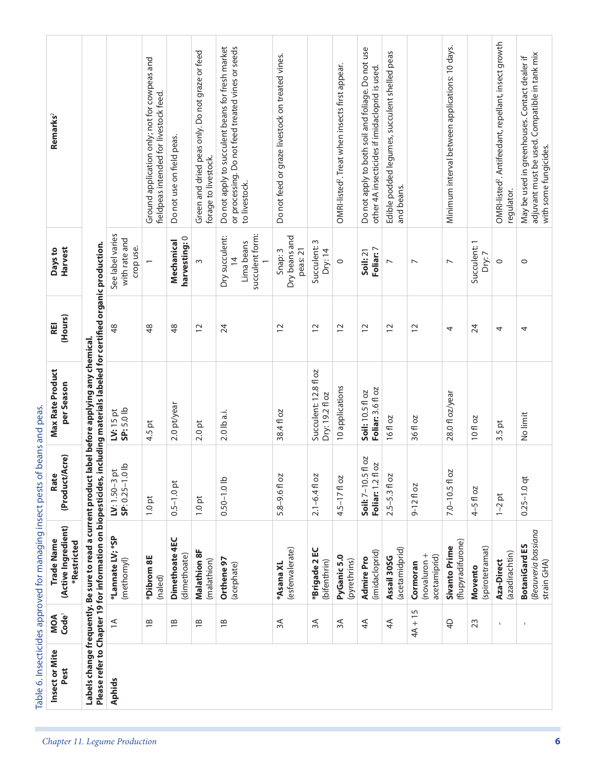Table 6. Insecticides approved for managing insect pests of beans and peas.

| Insect or Mite Pest | MOA Code[1] | Trade Name (Active Ingredient) *Restricted | Rate (Product/Acre) | Max Rate Product per Season | REI (Hours) | Days to Harvest | Remarks[2] |
|---|---|---|---|---|---|---|---|
| **Labels change frequently. Be sure to read a current product label before applying any chemical. Please refer to Chapter 19 for information on biopesticides, including materials labeled for certified organic production.** | | | | | | | |
| **Aphids** | 1A | ***Lannate LV; *SP** (methomyl) | **LV**: 1.50–3 pt **SP**: 0.25–1.0 lb | **LV**: 15 pt **SP**: 5.0 lb | 48 | See label varies with rate and crop use. | |
| | 1B | ***Dibrom 8E** (naled) | 1.0 pt | 4.5 pt | 48 | 1 | Ground application only; not for cowpeas and fieldpeas intended for livestock feed. |
| | 1B | **Dimethoate 4EC** (dimethoate) | 0.5–1.0 pt | 2.0 pt/year | 48 | **Mechanical harvesting:** 0 | Do not use on field peas. |
| | 1B | **Malathion 8F** (malathion) | 1.0 pt | 2.0 pt | 12 | 3 | Green and dried peas only. Do not graze or feed forage to livestock. |
| | 1B | **Orthene 97** (acephate) | 0.50–1.0 lb | 2.0 lb a.i. | 24 | Dry succulent: 14 Lima beans succulent form: 1 | Do not apply to succulent beans for fresh market or processing. Do not feed treated vines or seeds to livestock. |
| | 3A | ***Asana XL** (esfenvalerate) | 5.8–9.6 fl oz | 38.4 fl oz | 12 | Snap: 3 Dry beans and peas: 21 | Do not feed or graze livestock on treated vines. |
| | 3A | ***Brigade 2 EC** (bifenthrin) | 2.1–6.4 fl oz | Succulent: 12.8 fl oz Dry: 19.2 fl oz | 12 | Succulent: 3 Dry: 14 | |
| | 3A | **PyGanic 5.0** (pyrethrins) | 4.5–17 fl oz | 10 applications | 12 | 0 | OMRI-listed[2]. Treat when insects first appear. |
| | 4A | **Admire Pro** (imidacloprid) | **Soil:** 7–10.5 fl oz **Foliar:** 1.2 fl oz | **Soil:** 10.5 fl oz **Foliar:** 3.6 fl oz | 12 | **Soil:** 21 **Foliar:** 7 | Do not apply to both soil and foliage. Do not use other 4A insecticides if imidacloprid is used. |
| | 4A | **Assail 30SG** (acetamidprid) | 2.5–5.3 fl oz | 16 fl oz | 12 | 7 | Edible podded legumes, succulent shelled peas and beans. |
| | 4A + 15 | **Cormoran** (novaluron + acetamiprid) | 9-12 fl oz | 36 fl oz | 12 | 7 | |
| | 4D | **Sivanto Prime** (flupyradifurone) | 7.0–10.5 fl oz | 28.0 fl oz/year | 4 | 7 | Minimum interval between applications: 10 days. |
| | 23 | **Movento** (spirotetramat) | 4–5 fl oz | 10 fl oz | 24 | Succulent: 1 Dry: 7 | |
| | - | **Aza-Direct** (azadirachtin) | 1–2 pt | 3.5 pt | 4 | 0 | OMRI-listed[2]. Antifeedant, repellant, insect growth regulator. |
| | - | **BotaniGard ES** (*Beauveria bassiana* strain GHA) | 0.25–1.0 qt | No limit | 4 | 0 | May be used in greenhouses. Contact dealer if adjuvant must be used. Compatible in tank mix with some fungicides. |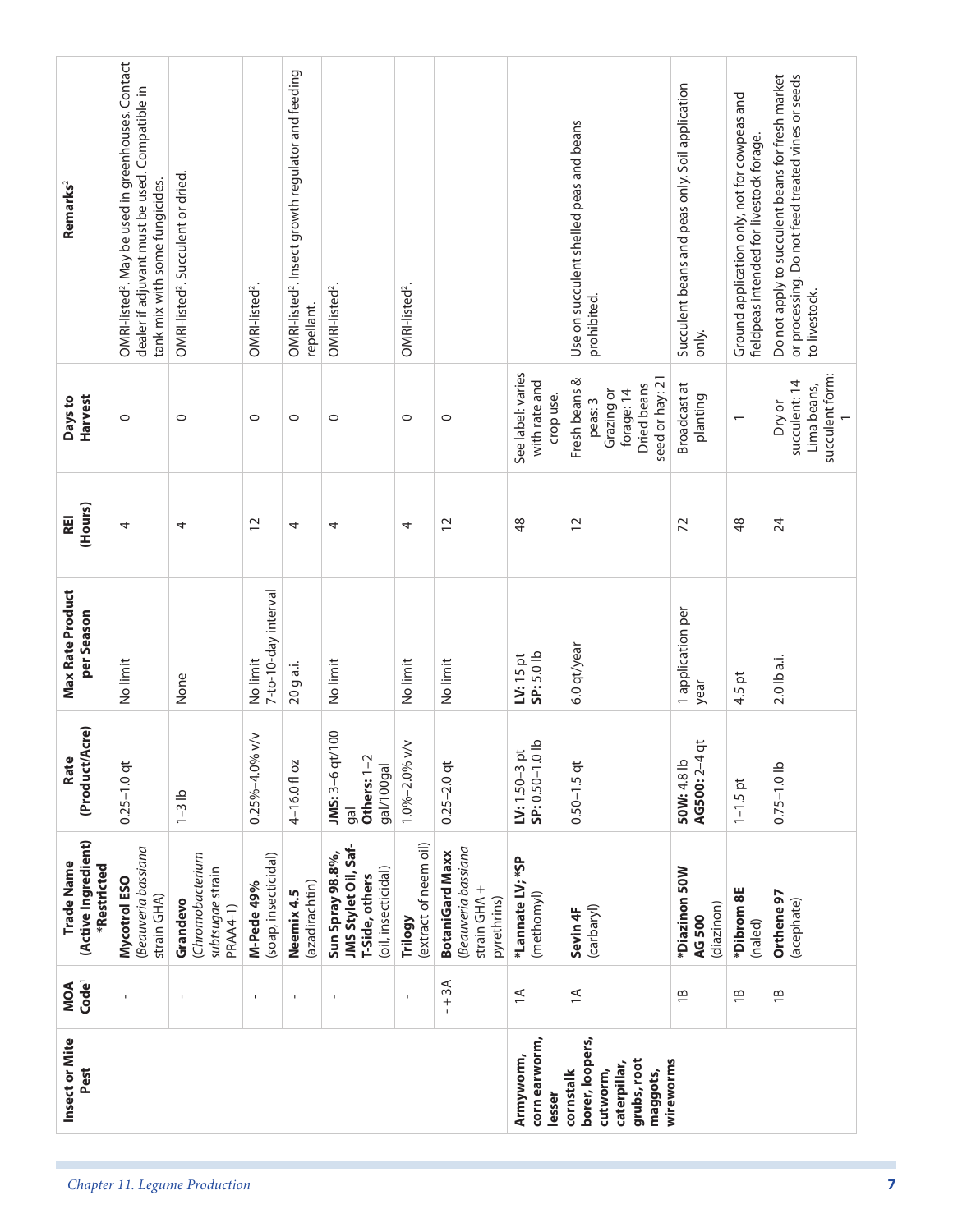| Insect or Mite Pest | MOA Code[1] | Trade Name (Active Ingredient) *Restricted | Rate (Product/Acre) | Max Rate Product per Season | REI (Hours) | Days to Harvest | Remarks[2] |
|---|---|---|---|---|---|---|---|
| | - | **Mycotrol ESO** (*Beauveria bassiana* strain GHA) | 0.25–1.0 qt | No limit | 4 | 0 | OMRI-listed[2]. May be used in greenhouses. Contact dealer if adjuvant must be used. Compatible in tank mix with some fungicides. |
| | - | **Grandevo** (*Chromobacterium subtsugae* strain PRAA4-1) | 1–3 lb | None | 4 | 0 | OMRI-listed[2]. Succulent or dried. |
| | - | **M-Pede 49%** (soap, insecticidal) | 0.25%–4.0% v/v | No limit 7-to-10-day interval | 12 | 0 | OMRI-listed[2]. |
| | - | **Neemix 4.5** (azadirachtin) | 4–16.0 fl oz | 20 g a.i. | 4 | 0 | OMRI-listed[2]. Insect growth regulator and feeding repellant. |
| | - | **Sun Spray 98.8%, JMS Stylet Oil, Saf-T-Side, others** (oil, insecticidal) | **JMS:** 3–6 qt/100 gal **Others:** 1–2 gal/100gal | No limit | 4 | 0 | OMRI-listed[2]. |
| | - | **Trilogy** (extract of neem oil) | 1.0%–2.0% v/v | No limit | 4 | 0 | OMRI-listed[2]. |
| | - + 3A | **BotaniGard Maxx** (*Beauveria bassiana* strain GHA + pyrethrins) | 0.25–2.0 qt | No limit | 12 | 0 | |
| **Armyworm, corn earworm, lesser cornstalk borer, loopers, cutworm, caterpillar, grubs, root maggots, wireworms** | 1A | ***Lannate LV; *SP** (methomyl) | **LV:** 1.50–3 pt **SP:** 0.50–1.0 lb | **LV:** 15 pt **SP:** 5.0 lb | 48 | See label: varies with rate and crop use. | |
| | 1A | **Sevin 4F** (carbaryl) | 0.50–1.5 qt | 6.0 qt/year | 12 | Fresh beans & peas: 3 Grazing or forage: 14 Dried beans seed or hay: 21 | Use on succulent shelled peas and beans prohibited. |
| | 1B | ***Diazinon 50W AG 500** (diazinon) | **50W:** 4.8 lb **AG500:** 2–4 qt | 1 application per year | 72 | Broadcast at planting | Succulent beans and peas only. Soil application only. |
| | 1B | ***Dibrom 8E** (naled) | 1–1.5 pt | 4.5 pt | 48 | 1 | Ground application only, not for cowpeas and fieldpeas intended for livestock forage. |
| | 1B | **Orthene 97** (acephate) | 0.75–1.0 lb | 2.0 lb a.i. | 24 | Dry or succulent: 14 Lima beans, succulent form: 1 | Do not apply to succulent beans for fresh market or processing. Do not feed treated vines or seeds to livestock. |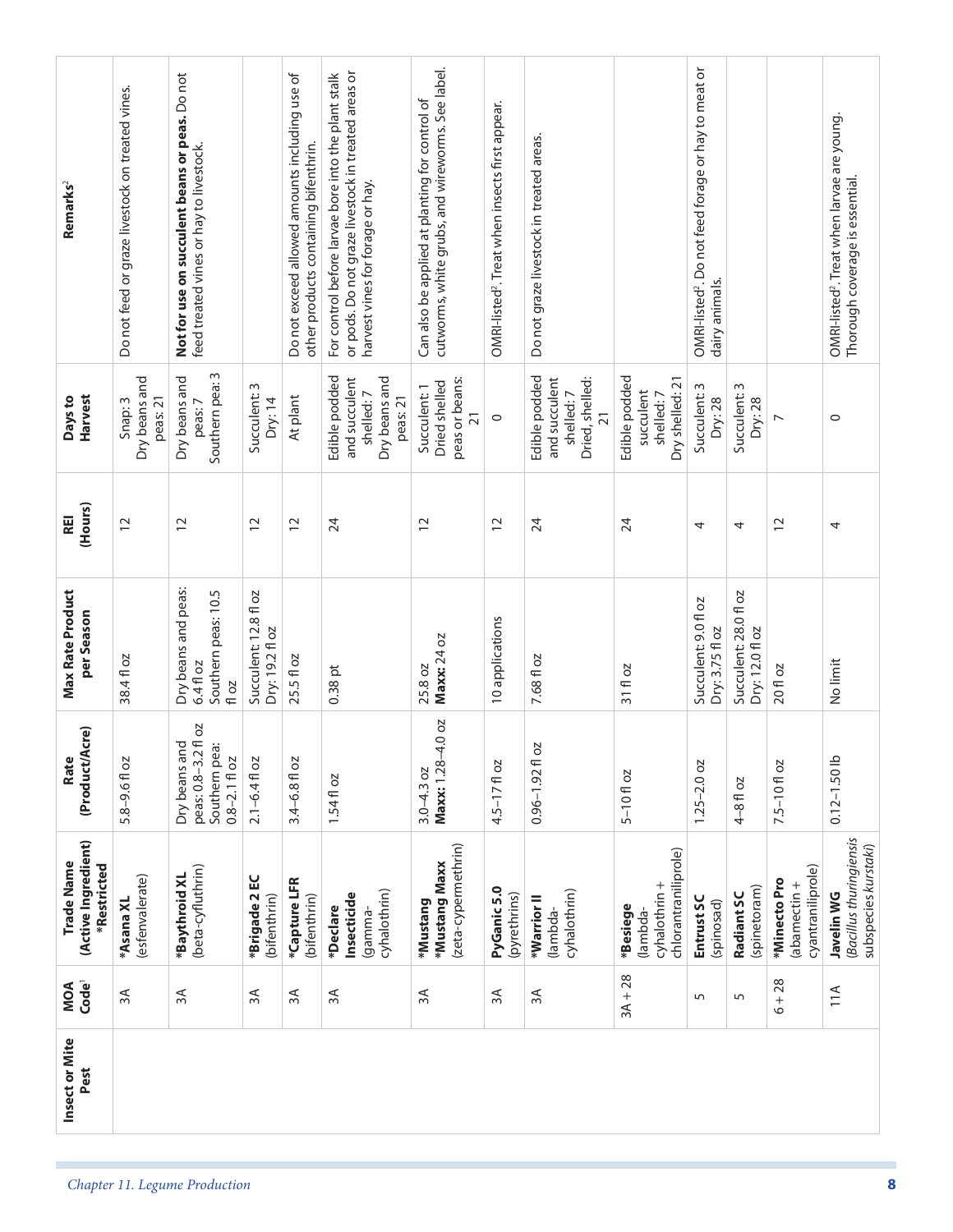| Insect or Mite Pest | MOA Code[1] | Trade Name (Active Ingredient) *Restricted | Rate (Product/Acre) | Max Rate Product per Season | REI (Hours) | Days to Harvest | Remarks[2] |
|---|---|---|---|---|---|---|---|
| | 3A | ***Asana XL** (esfenvalerate) | 5.8–9.6 fl oz | 38.4 fl oz | 12 | Snap: 3<br>Dry beans and peas: 21 | Do not feed or graze livestock on treated vines. |
| | 3A | ***Baythroid XL** (beta-cyfluthrin) | Dry beans and peas: 0.8–3.2 fl oz<br>Southern pea: 0.8–2.1 fl oz | Dry beans and peas: 6.4 fl oz<br>Southern peas: 10.5 fl oz | 12 | Dry beans and peas: 7<br>Southern pea: 3 | **Not for use on succulent beans or peas.** Do not feed treated vines or hay to livestock. |
| | 3A | ***Brigade 2 EC** (bifenthrin) | 2.1–6.4 fl oz | Succulent: 12.8 fl oz<br>Dry: 19.2 fl oz | 12 | Succulent: 3<br>Dry: 14 | |
| | 3A | ***Capture LFR** (bifenthrin) | 3.4–6.8 fl oz | 25.5 fl oz | 12 | At plant | Do not exceed allowed amounts including use of other products containing bifenthrin. |
| | 3A | ***Declare Insecticide** (gamma-cyhalothrin) | 1.54 fl oz | 0.38 pt | 24 | Edible podded and succulent shelled: 7<br>Dry beans and peas: 21 | For control before larvae bore into the plant stalk or pods. Do not graze livestock in treated areas or harvest vines for forage or hay. |
| | 3A | ***Mustang**<br>***Mustang Maxx** (zeta-cypermethrin) | 3.0–4.3 oz<br>**Maxx:** 1.28–4.0 oz | 25.8 oz<br>**Maxx:** 24 oz | 12 | Succulent: 1<br>Dried shelled peas or beans: 21 | Can also be applied at planting for control of cutworms, white grubs, and wireworms. See label. |
| | 3A | **PyGanic 5.0** (pyrethrins) | 4.5–17 fl oz | 10 applications | 12 | 0 | OMRI-listed[2]. Treat when insects first appear. |
| | 3A | ***Warrior II** (lambda-cyhalothrin) | 0.96–1.92 fl oz | 7.68 fl oz | 24 | Edible podded and succulent shelled: 7<br>Dried, shelled: 21 | Do not graze livestock in treated areas. |
| | 3A + 28 | ***Besiege** (lambda-cyhalothrin + chlorantraniliprole) | 5–10 fl oz | 31 fl oz | 24 | Edible podded succulent shelled: 7<br>Dry shelled: 21 | |
| | 5 | **Entrust SC** (spinosad) | 1.25–2.0 oz | Succulent: 9.0 fl oz<br>Dry: 3.75 fl oz | 4 | Succulent: 3<br>Dry: 28 | OMRI-listed[2]. Do not feed forage or hay to meat or dairy animals. |
| | 5 | **Radiant SC** (spinetoram) | 4–8 fl oz | Succulent: 28.0 fl oz<br>Dry: 12.0 fl oz | 4 | Succulent: 3<br>Dry: 28 | |
| | 6 + 28 | ***Minecto Pro** (abamectin + cyantraniliprole) | 7.5–10 fl oz | 20 fl oz | 12 | 7 | |
| | 11A | **Javelin WG** (*Bacillus thuringiensis* subspecies *kurstaki*) | 0.12–1.50 lb | No limit | 4 | 0 | OMRI-listed[2]. Treat when larvae are young. Thorough coverage is essential. |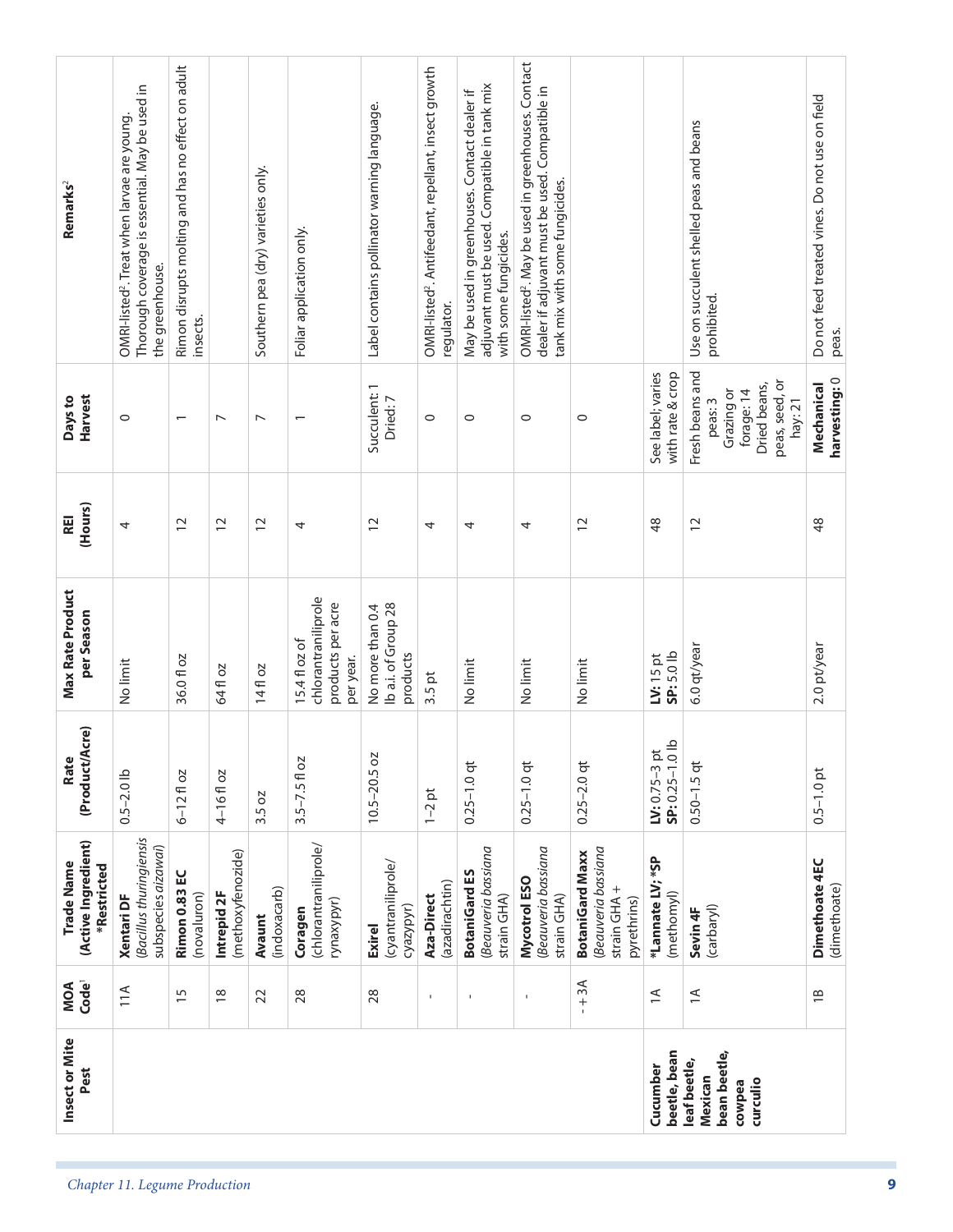| Insect or Mite Pest | MOA Code[1] | Trade Name (Active Ingredient) *Restricted | Rate (Product/Acre) | Max Rate Product per Season | REI (Hours) | Days to Harvest | Remarks[2] |
|---|---|---|---|---|---|---|---|
| | 11A | **Xentari DF** (*Bacillus thuringiensis* subspecies *aizawai*) | 0.5–2.0 lb | No limit | 4 | 0 | OMRI-listed[2]. Treat when larvae are young. Thorough coverage is essential. May be used in the greenhouse. |
| | 15 | **Rimon 0.83 EC** (novaluron) | 6–12 fl oz | 36.0 fl oz | 12 | 1 | Rimon disrupts molting and has no effect on adult insects. |
| | 18 | **Intrepid 2F** (methoxyfenozide) | 4–16 fl oz | 64 fl oz | 12 | 7 | |
| | 22 | **Avaunt** (indoxacarb) | 3.5 oz | 14 fl oz | 12 | 7 | Southern pea (dry) varieties only. |
| | 28 | **Coragen** (chlorantraniliprole/ rynaxypyr) | 3.5–7.5 fl oz | 15.4 fl oz of chlorantraniliprole products per acre per year. | 4 | 1 | Foliar application only. |
| | 28 | **Exirel** (cyantraniliprole/ cyazypyr) | 10.5–20.5 oz | No more than 0.4 lb a.i. of Group 28 products | 12 | Succulent: 1 Dried: 7 | Label contains pollinator warning language. |
| | - | **Aza-Direct** (azadirachtin) | 1–2 pt | 3.5 pt | 4 | 0 | OMRI-listed[2]. Antifeedant, repellant, insect growth regulator. |
| | - | **BotaniGard ES** (*Beauveria bassiana* strain GHA) | 0.25–1.0 qt | No limit | 4 | 0 | May be used in greenhouses. Contact dealer if adjuvant must be used. Compatible in tank mix with some fungicides. |
| | - | **Mycotrol ESO** (*Beauveria bassiana* strain GHA) | 0.25–1.0 qt | No limit | 4 | 0 | OMRI-listed[2]. May be used in greenhouses. Contact dealer if adjuvant must be used. Compatible in tank mix with some fungicides. |
| | - + 3A | **BotaniGard Maxx** (*Beauveria bassiana* strain GHA + pyrethrins) | 0.25–2.0 qt | No limit | 12 | 0 | |
| **Cucumber beetle, bean leaf beetle, Mexican bean beetle, cowpea curculio** | 1A | ***Lannate LV; *SP** (methomyl) | **LV:** 0.75–3 pt **SP:** 0.25–1.0 lb | **LV:** 15 pt **SP:** 5.0 lb | 48 | See label; varies with rate & crop | |
| | 1A | **Sevin 4F** (carbaryl) | 0.50–1.5 qt | 6.0 qt/year | 12 | Fresh beans and peas: 3 Grazing or forage: 14 Dried beans, peas, seed, or hay: 21 | Use on succulent shelled peas and beans prohibited. |
| | 1B | **Dimethoate 4EC** (dimethoate) | 0.5–1.0 pt | 2.0 pt/year | 48 | **Mechanical harvesting:** 0 | Do not feed treated vines. Do not use on field peas. |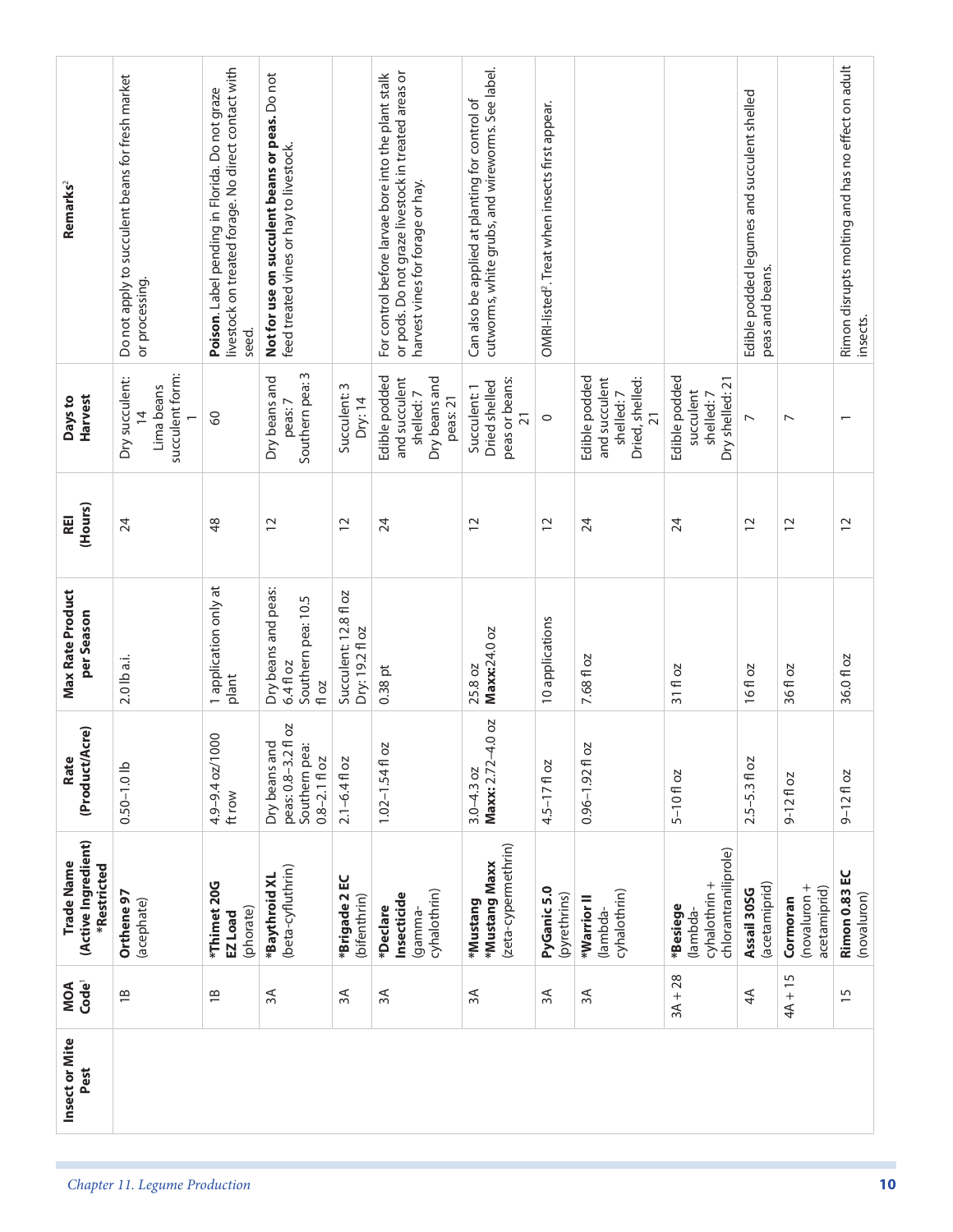| Insect or Mite Pest | MOA Code[1] | Trade Name (Active Ingredient) *Restricted | Rate (Product/Acre) | Max Rate Product per Season | REI (Hours) | Days to Harvest | Remarks[2] |
|---|---|---|---|---|---|---|---|
| | 1B | **Orthene 97** (acephate) | 0.50–1.0 lb | 2.0 lb a.i. | 24 | Dry succulent: 14 Lima beans succulent form: 1 | Do not apply to succulent beans for fresh market or processing. |
| | 1B | ***Thimet 20G EZ Load** (phorate) | 4.9–9.4 oz/1000 ft row | 1 application only at plant | 48 | 60 | **Poison**. Label pending in Florida. Do not graze livestock on treated forage. No direct contact with seed. |
| | 3A | ***Baythroid XL** (beta-cyfluthrin) | Dry beans and peas: 0.8–3.2 fl oz Southern pea: 0.8–2.1 fl oz | Dry beans and peas: 6.4 fl oz Southern pea: 10.5 fl oz | 12 | Dry beans and peas: 7 Southern pea: 3 | **Not for use on succulent beans or peas.** Do not feed treated vines or hay to livestock. |
| | 3A | ***Brigade 2 EC** (bifenthrin) | 2.1–6.4 fl oz | Succulent: 12.8 fl oz Dry: 19.2 fl oz | 12 | Succulent: 3 Dry: 14 | |
| | 3A | ***Declare Insecticide** (gamma-cyhalothrin) | 1.02–1.54 fl oz | 0.38 pt | 24 | Edible podded and succulent shelled: 7 Dry beans and peas: 21 | For control before larvae bore into the plant stalk or pods. Do not graze livestock in treated areas or harvest vines for forage or hay. |
| | 3A | ***Mustang *Mustang Maxx** (zeta-cypermethrin) | 3.0–4.3 oz **Maxx:** 2.72–4.0 oz | 25.8 oz **Maxx:** 24.0 oz | 12 | Succulent: 1 Dried shelled peas or beans: 21 | Can also be applied at planting for control of cutworms, white grubs, and wireworms. See label. |
| | 3A | **PyGanic 5.0** (pyrethrins) | 4.5–17 fl oz | 10 applications | 12 | 0 | OMRI-listed[2]. Treat when insects first appear. |
| | 3A | ***Warrior II** (lambda-cyhalothrin) | 0.96–1.92 fl oz | 7.68 fl oz | 24 | Edible podded and succulent shelled: 7 Dried, shelled: 21 | |
| | 3A + 28 | ***Besiege** (lambda-cyhalothrin + chlorantraniliprole) | 5–10 fl oz | 31 fl oz | 24 | Edible podded succulent shelled: 7 Dry shelled: 21 | |
| | 4A | **Assail 30SG** (acetamiprid) | 2.5–5.3 fl oz | 16 fl oz | 12 | 7 | Edible podded legumes and succulent shelled peas and beans. |
| | 4A + 15 | **Cormoran** (novaluron + acetamiprid) | 9-12 fl oz | 36 fl oz | 12 | 7 | |
| | 15 | **Rimon 0.83 EC** (novaluron) | 9-12 fl oz | 36.0 fl oz | 12 | 1 | Rimon disrupts molting and has no effect on adult insects. |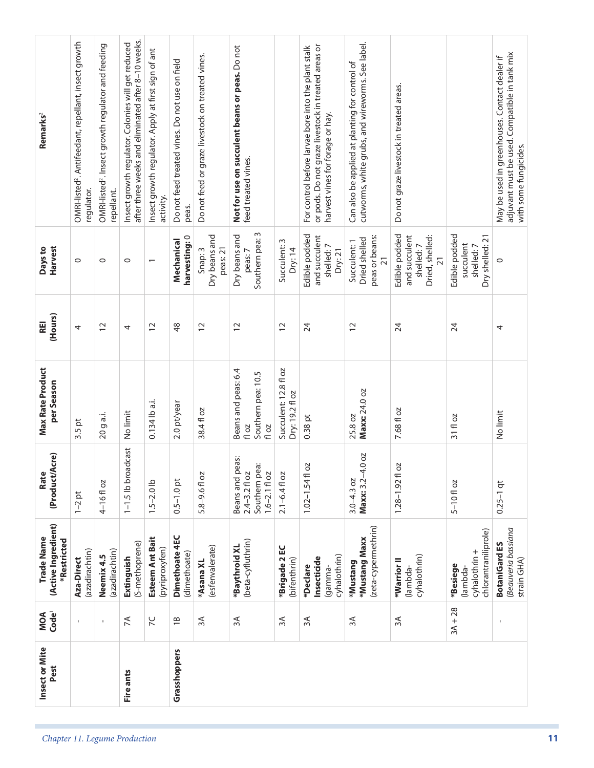| Insect or Mite Pest | MOA Code[1] | Trade Name (Active Ingredient) *Restricted | Rate (Product/Acre) | Max Rate Product per Season | REI (Hours) | Days to Harvest | Remarks[2] |
|---|---|---|---|---|---|---|---|
| | - | **Aza-Direct** (azadirachtin) | 1–2 pt | 3.5 pt | 4 | 0 | OMRI-listed[2]. Antifeedant, repellant, insect growth regulator. |
| | - | **Neemix 4.5** (azadirachtin) | 4–16 fl oz | 20 g a.i. | 12 | 0 | OMRI-listed[2]. Insect growth regulator and feeding repellant. |
| **Fire ants** | 7A | **Extinguish** (S-methoprene) | 1–1.5 lb broadcast | No limit | 4 | 0 | Insect growth regulator. Colonies will get reduced after three weeks and eliminated after 8–10 weeks. |
| | 7C | **Esteem Ant Bait** (pyriproxyfen) | 1.5–2.0 lb | 0.134 lb a.i. | 12 | 1 | Insect growth regulator. Apply at first sign of ant activity. |
| **Grasshoppers** | 1B | **Dimethoate 4EC** (dimethoate) | 0.5–1.0 pt | 2.0 pt/year | 48 | **Mechanical harvesting:** 0 | Do not feed treated vines. Do not use on field peas. |
| | 3A | ***Asana XL** (esfenvalerate) | 5.8–9.6 fl oz | 38.4 fl oz | 12 | Snap: 3 Dry beans and peas: 21 | Do not feed or graze livestock on treated vines. |
| | 3A | ***Baythroid XL** (beta-cyfluthrin) | Beans and peas: 2.4–3.2 fl oz Southern pea: 1.6–2.1 fl oz | Beans and peas: 6.4 fl oz Southern pea: 10.5 fl oz | 12 | Dry beans and peas: 7 Southern pea: 3 | **Not for use on succulent beans or peas.** Do not feed treated vines. |
| | 3A | ***Brigade 2 EC** (bifenthrin) | 2.1–6.4 fl oz | Succulent: 12.8 fl oz Dry: 19.2 fl oz | 12 | Succulent: 3 Dry: 14 | |
| | 3A | ***Declare Insecticide** (gamma-cyhalothrin) | 1.02–1.54 fl oz | 0.38 pt | 24 | Edible podded and succulent shelled: 7 Dry: 21 | For control before larvae bore into the plant stalk or pods. Do not graze livestock in treated areas or harvest vines for forage or hay. |
| | 3A | ***Mustang** ***Mustang Maxx** (zeta-cypermethrin) | 3.0–4.3 oz **Maxx:** 3.2–4.0 oz | 25.8 oz **Maxx:** 24.0 oz | 12 | Succulent: 1 Dried shelled peas or beans: 21 | Can also be applied at planting for control of cutworms, white grubs, and wireworms. See label. |
| | 3A | ***Warrior II** (lambda-cyhalothrin) | 1.28–1.92 fl oz | 7.68 fl oz | 24 | Edible podded and succulent shelled: 7 Dried, shelled: 21 | Do not graze livestock in treated areas. |
| | 3A + 28 | ***Besiege** (lambda-cyhalothrin + chlorantraniliprole) | 5–10 fl oz | 31 fl oz | 24 | Edible podded succulent shelled: 7 Dry shelled: 21 | |
| | - | **BotaniGard ES** (*Beauveria bassiana* strain GHA) | 0.25–1 qt | No limit | 4 | 0 | May be used in greenhouses. Contact dealer if adjuvant must be used. Compatible in tank mix with some fungicides. |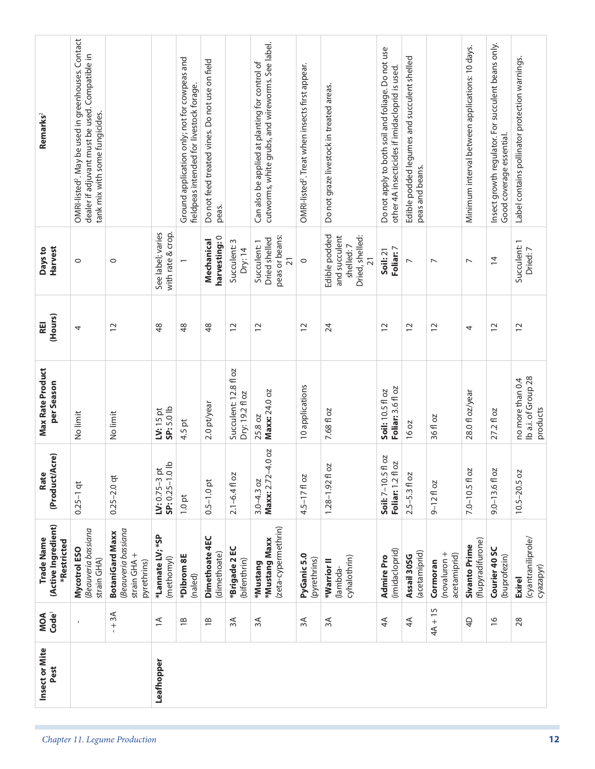| Insect or Mite Pest | MOA Code[1] | Trade Name (Active Ingredient) *Restricted | Rate (Product/Acre) | Max Rate Product per Season | REI (Hours) | Days to Harvest | Remarks[2] |
|---|---|---|---|---|---|---|---|
| | - | **Mycotrol ESO** (*Beauveria bassiana* strain GHA) | 0.25–1 qt | No limit | 4 | 0 | OMRI-listed[2]. May be used in greenhouses. Contact dealer if adjuvant must be used. Compatible in tank mix with some fungicides. |
| | - + 3A | **BotaniGard Maxx** (*Beauveria bassiana* strain GHA + pyrethrins) | 0.25–2.0 qt | No limit | 12 | 0 | |
| **Leafhopper** | 1A | ***Lannate LV; *SP** (methomyl) | **LV:** 0.75–3 pt **SP:** 0.25–1.0 lb | **LV:** 15 pt **SP:** 5.0 lb | 48 | See label; varies with rate & crop. | |
| | 1B | ***Dibrom 8E** (naled) | 1.0 pt | 4.5 pt | 48 | 1 | Ground application only; not for cowpeas and fieldpeas intended for livestock forage. |
| | 1B | **Dimethoate 4EC** (dimethoate) | 0.5–1.0 pt | 2.0 pt/year | 48 | **Mechanical harvesting:** 0 | Do not feed treated vines. Do not use on field peas. |
| | 3A | ***Brigade 2 EC** (bifenthrin) | 2.1–6.4 fl oz | Succulent: 12.8 fl oz Dry: 19.2 fl oz | 12 | Succulent: 3 Dry: 14 | |
| | 3A | ***Mustang *Mustang Maxx** (zeta-cypermethrin) | 3.0–4.3 oz **Maxx:** 2.72–4.0 oz | 25.8 oz **Maxx:** 24.0 oz | 12 | Succulent: 1 Dried shelled peas or beans: 21 | Can also be applied at planting for control of cutworms, white grubs, and wireworms. See label. |
| | 3A | **PyGanic 5.0** (pyrethrins) | 4.5–17 fl oz | 10 applications | 12 | 0 | OMRI-listed[2]. Treat when insects first appear. |
| | 3A | ***Warrior II** (lambda-cyhalothrin) | 1.28–1.92 fl oz | 7.68 fl oz | 24 | Edible podded and succulent shelled: 7 Dried, shelled: 21 | Do not graze livestock in treated areas. |
| | 4A | **Admire Pro** (imidacloprid) | **Soil:** 7–10.5 fl oz **Foliar:** 1.2 fl oz | **Soil:** 10.5 fl oz **Foliar:** 3.6 fl oz | 12 | **Soil:** 21 **Foliar:** 7 | Do not apply to both soil and foliage. Do not use other 4A insecticides if imidacloprid is used. |
| | 4A | **Assail 30SG** (acetamiprid) | 2.5–5.3 fl oz | 16 oz | 12 | 7 | Edible podded legumes and succulent shelled peas and beans. |
| | 4A + 15 | **Cormoran** (novaluron + acetamiprid) | 9–12 fl oz | 36 fl oz | 12 | 7 | |
| | 4D | **Sivanto Prime** (flupyradifurone) | 7.0–10.5 fl oz | 28.0 fl oz/year | 4 | 7 | Minimum interval between applications: 10 days. |
| | 16 | **Courier 40 SC** (buprofezin) | 9.0–13.6 fl oz | 27.2 fl oz | 12 | 14 | Insect growth regulator. For succulent beans only. Good coverage essential. |
| | 28 | **Exirel** (cyantraniliprole/ cyazapyr) | 10.5–20.5 oz | no more than 0.4 lb a.i. of Group 28 products | 12 | Succulent: 1 Dried: 7 | Label contains pollinator protection warnings. |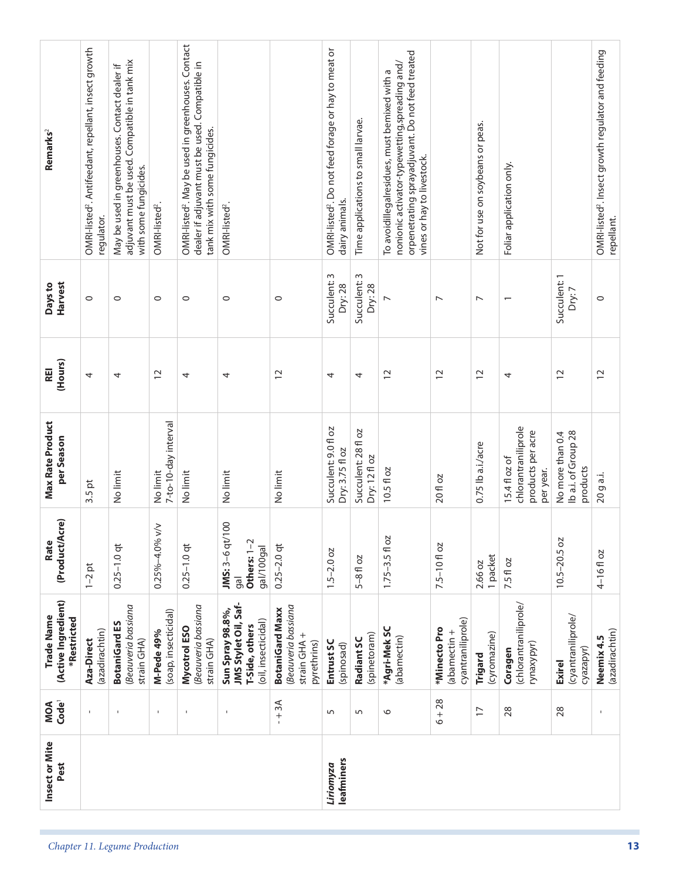| Insect or Mite Pest | MOA Code[1] | Trade Name (Active Ingredient) *Restricted | Rate (Product/Acre) | Max Rate Product per Season | REI (Hours) | Days to Harvest | Remarks[2] |
|---|---|---|---|---|---|---|---|
| | - | **Aza-Direct** (azadirachtin) | 1–2 pt | 3.5 pt | 4 | 0 | OMRI-listed[2]. Antifeedant, repellant, insect growth regulator. |
| | - | **BotaniGard ES** (*Beauveria bassiana* strain GHA) | 0.25–1.0 qt | No limit | 4 | 0 | May be used in greenhouses. Contact dealer if adjuvant must be used. Compatible in tank mix with some fungicides. |
| | - | **M-Pede 49%** (soap, insecticidal) | 0.25%–4.0% v/v | No limit 7-to-10-day interval | 12 | 0 | OMRI-listed[2]. |
| | - | **Mycotrol ESO** (*Beauveria bassiana* strain GHA) | 0.25–1.0 qt | No limit | 4 | 0 | OMRI-listed[2]. May be used in greenhouses. Contact dealer if adjuvant must be used. Compatible in tank mix with some fungicides. |
| | - | **Sun Spray 98.8%, JMS Stylet Oil, Saf-T-Side, others** (oil, insecticidal) | **JMS:** 3–6 qt/100 gal **Others:** 1–2 gal/100gal | No limit | 4 | 0 | OMRI-listed[2]. |
| | - + 3A | **BotaniGard Maxx** (*Beauveria bassiana* strain GHA + pyrethrins) | 0.25–2.0 qt | No limit | 12 | 0 | |
| *Liriomyza* **leafminers** | 5 | **Entrust SC** (spinosad) | 1.5–2.0 oz | Succulent: 9.0 fl oz Dry: 3.75 fl oz | 4 | Succulent: 3 Dry: 28 | OMRI-listed[2]. Do not feed forage or hay to meat or dairy animals. |
| | 5 | **Radiant SC** (spinetoram) | 5–8 fl oz | Succulent: 28 fl oz Dry: 12 fl oz | 4 | Succulent: 3 Dry: 28 | Time applications to small larvae. |
| | 6 | ***Agri-Mek SC** (abamectin) | 1.75–3.5 fl oz | 10.5 fl oz | 12 | 7 | To avoidillegalresidues, must bemixed with a nonionic activator-typewetting,spreading and/ orpenetrating sprayadjuvant. Do not feed treated vines or hay to livestock. |
| | 6 + 28 | ***Minecto Pro** (abamectin + cyantraniliprole) | 7.5–10 fl oz | 20 fl oz | 12 | 7 | |
| | 17 | **Trigard** (cyromazine) | 2.66 oz 1 packet | 0.75 lb a.i./acre | 12 | 7 | Not for use on soybeans or peas. |
| | 28 | **Coragen** (chlorantraniliprole/ rynaxypyr) | 7.5 fl oz | 15.4 fl oz of chlorantraniliprole products per acre per year. | 4 | 1 | Foliar application only. |
| | 28 | **Exirel** (cyantraniliprole/ cyazapyr) | 10.5–20.5 oz | No more than 0.4 lb a.i. of Group 28 products | 12 | Succulent: 1 Dry: 7 | |
| | - | **Neemix 4.5** (azadirachtin) | 4–16 fl oz | 20 g a.i. | 12 | 0 | OMRI-listed[2]. Insect growth regulator and feeding repellant. |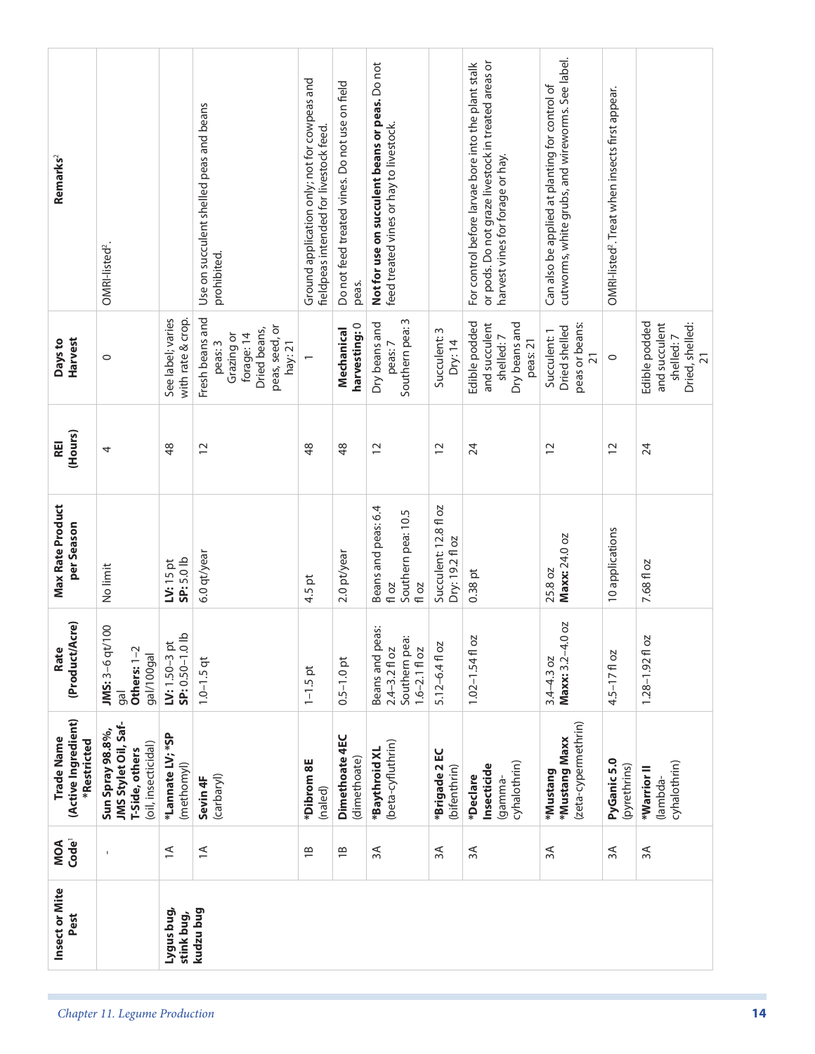| Insect or Mite Pest | MOA Code[1] | Trade Name (Active Ingredient) *Restricted | Rate (Product/Acre) | Max Rate Product per Season | REI (Hours) | Days to Harvest | Remarks[2] |
|---|---|---|---|---|---|---|---|
| | - | **Sun Spray 98.8%, JMS Stylet Oil, Saf-T-Side, others** (oil, insecticidal) | **JMS:** 3–6 qt/100 gal **Others:** 1–2 gal/100gal | No limit | 4 | 0 | OMRI-listed[2]. |
| Lygus bug, stink bug, kudzu bug | 1A | ***Lannate LV; *SP** (methomyl) | **LV:** 1.50–3 pt **SP:** 0.50–1.0 lb | **LV:** 15 pt **SP:** 5.0 lb | 48 | See label; varies with rate & crop. | |
| | 1A | **Sevin 4F** (carbaryl) | 1.0–1.5 qt | 6.0 qt/year | 12 | Fresh beans and peas: 3 Grazing or forage: 14 Dried beans, peas, seed, or hay: 21 | Use on succulent shelled peas and beans prohibited. |
| | 1B | ***Dibrom 8E** (naled) | 1–1.5 pt | 4.5 pt | 48 | 1 | Ground application only; not for cowpeas and fieldpeas intended for livestock feed. |
| | 1B | **Dimethoate 4EC** (dimethoate) | 0.5–1.0 pt | 2.0 pt/year | 48 | **Mechanical harvesting:** 0 | Do not feed treated vines. Do not use on field peas. |
| | 3A | ***Baythroid XL** (beta-cyfluthrin) | Beans and peas: 2.4–3.2 fl oz Southern pea: 1.6–2.1 fl oz | Beans and peas: 6.4 fl oz Southern pea: 10.5 fl oz | 12 | Dry beans and peas: 7 Southern pea: 3 | **Not for use on succulent beans or peas.** Do not feed treated vines or hay to livestock. |
| | 3A | ***Brigade 2 EC** (bifenthrin) | 5.12–6.4 fl oz | Succulent: 12.8 fl oz Dry: 19.2 fl oz | 12 | Succulent: 3 Dry: 14 | |
| | 3A | ***Declare Insecticide** (gamma-cyhalothrin) | 1.02–1.54 fl oz | 0.38 pt | 24 | Edible podded and succulent shelled: 7 Dry beans and peas: 21 | For control before larvae bore into the plant stalk or pods. Do not graze livestock in treated areas or harvest vines for forage or hay. |
| | 3A | ***Mustang *Mustang Maxx** (zeta-cypermethrin) | 3.4–4.3 oz **Maxx:** 3.2–4.0 oz | 25.8 oz **Maxx:** 24.0 oz | 12 | Succulent: 1 Dried shelled peas or beans: 21 | Can also be applied at planting for control of cutworms, white grubs, and wireworms. See label. |
| | 3A | **PyGanic 5.0** (pyrethrins) | 4.5–17 fl oz | 10 applications | 12 | 0 | OMRI-listed[2]. Treat when insects first appear. |
| | 3A | ***Warrior II** (lambda-cyhalothrin) | 1.28–1.92 fl oz | 7.68 fl oz | 24 | Edible podded and succulent shelled: 7 Dried, shelled: 21 | |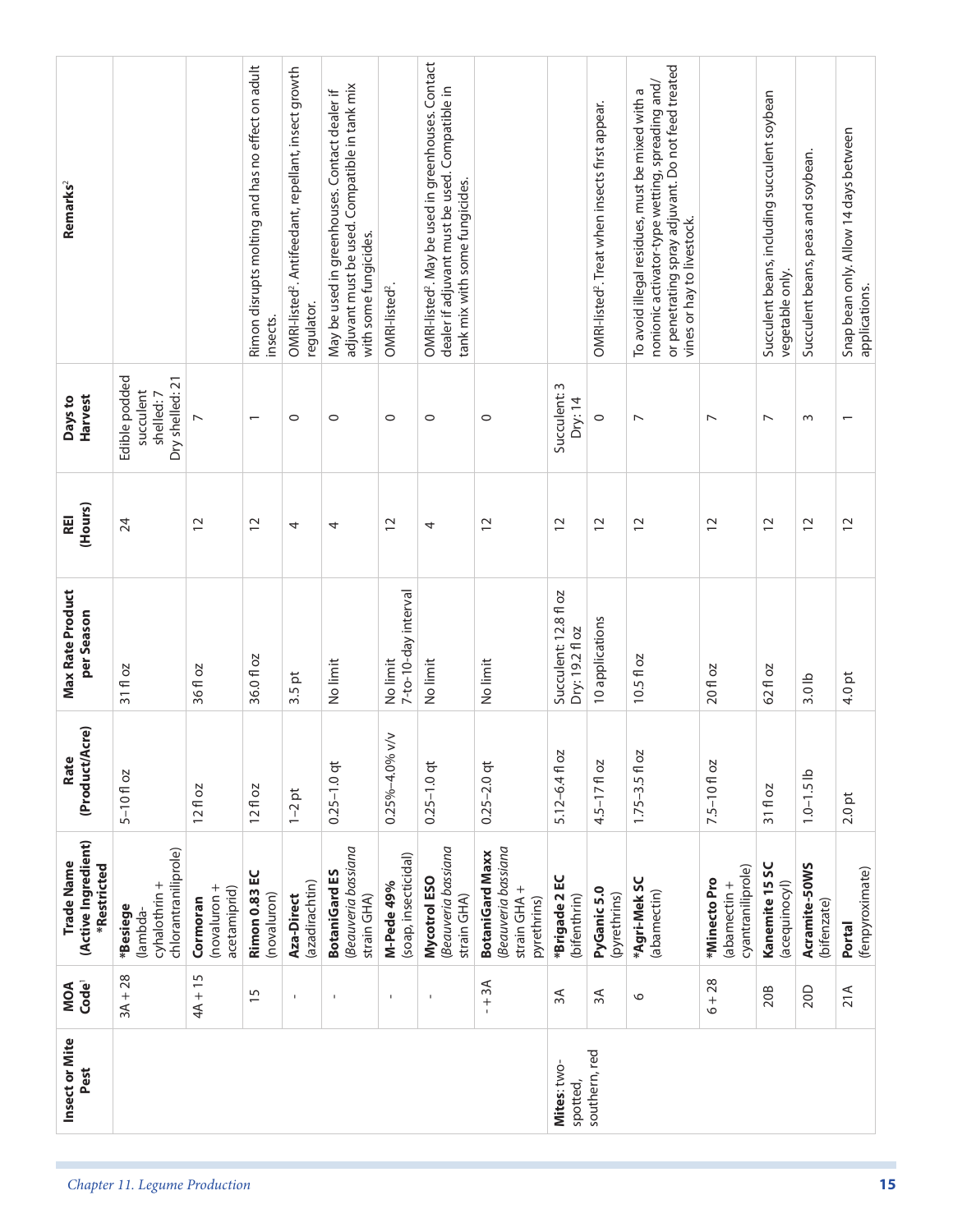| Insect or Mite Pest | MOA Code[1] | Trade Name (Active Ingredient) *Restricted | Rate (Product/Acre) | Max Rate Product per Season | REI (Hours) | Days to Harvest | Remarks[2] |
|---|---|---|---|---|---|---|---|
| | 3A + 28 | ***Besiege** (lambda-cyhalothrin + chlorantraniliprole) | 5–10 fl oz | 31 fl oz | 24 | Edible podded succulent shelled: 7 Dry shelled: 21 | |
| | 4A + 15 | **Cormoran** (novaluron + acetamiprid) | 12 fl oz | 36 fl oz | 12 | 7 | |
| | 15 | **Rimon 0.83 EC** (novaluron) | 12 fl oz | 36.0 fl oz | 12 | 1 | Rimon disrupts molting and has no effect on adult insects. |
| | - | **Aza-Direct** (azadirachtin) | 1–2 pt | 3.5 pt | 4 | 0 | OMRI-listed[2]. Antifeedant, repellant, insect growth regulator. |
| | - | **BotaniGard ES** (*Beauveria bassiana* strain GHA) | 0.25–1.0 qt | No limit | 4 | 0 | May be used in greenhouses. Contact dealer if adjuvant must be used. Compatible in tank mix with some fungicides. |
| | - | **M-Pede 49%** (soap, insecticidal) | 0.25%–4.0% v/v | No limit 7-to-10-day interval | 12 | 0 | OMRI-listed[2]. |
| | - | **Mycotrol ESO** (*Beauveria bassiana* strain GHA) | 0.25–1.0 qt | No limit | 4 | 0 | OMRI-listed[2]. May be used in greenhouses. Contact dealer if adjuvant must be used. Compatible in tank mix with some fungicides. |
| | - + 3A | **BotaniGard Maxx** (*Beauveria bassiana* strain GHA + pyrethrins) | 0.25–2.0 qt | No limit | 12 | 0 | |
| **Mites**: two-spotted, southern, red | 3A | ***Brigade 2 EC** (bifenthrin) | 5.12–6.4 fl oz | Succulent: 12.8 fl oz Dry: 19.2 fl oz | 12 | Succulent: 3 Dry: 14 | |
| | 3A | **PyGanic 5.0** (pyrethrins) | 4.5–17 fl oz | 10 applications | 12 | 0 | OMRI-listed[2]. Treat when insects first appear. |
| | 6 | ***Agri-Mek SC** (abamectin) | 1.75–3.5 fl oz | 10.5 fl oz | 12 | 7 | To avoid illegal residues, must be mixed with a nonionic activator-type wetting, spreading and/or penetrating spray adjuvant. Do not feed treated vines or hay to livestock. |
| | 6 + 28 | ***Minecto Pro** (abamectin + cyantraniliprole) | 7.5–10 fl oz | 20 fl oz | 12 | 7 | |
| | 20B | **Kanemite 15 SC** (acequinocyl) | 31 fl oz | 62 fl oz | 12 | 7 | Succulent beans, including succulent soybean vegetable only. |
| | 20D | **Acramite-50WS** (bifenzate) | 1.0–1.5 lb | 3.0 lb | 12 | 3 | Succulent beans, peas and soybean. |
| | 21A | **Portal** (fenpyroximate) | 2.0 pt | 4.0 pt | 12 | 1 | Snap bean only. Allow 14 days between applications. |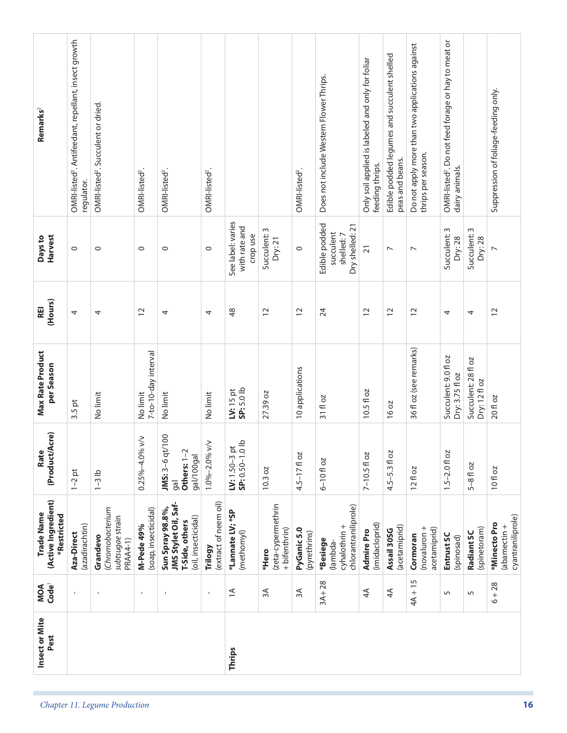| Insect or Mite Pest | MOA Code[1] | Trade Name (Active Ingredient) *Restricted | Rate (Product/Acre) | Max Rate Product per Season | REI (Hours) | Days to Harvest | Remarks[2] |
|---|---|---|---|---|---|---|---|
| | - | **Aza-Direct** (azadirachtin) | 1–2 pt | 3.5 pt | 4 | 0 | OMRI-listed[2]. Antifeedant, repellant, insect growth regulator. |
| | - | **Grandevo** (*Chromobacterium subtsugae* strain PRAA4-1) | 1–3 lb | No limit | 4 | 0 | OMRI-listed[2]. Succulent or dried. |
| | - | **M-Pede 49%** (soap, insecticidal) | 0.25%–4.0% v/v | No limit 7-to-10-day interval | 12 | 0 | OMRI-listed[2]. |
| | - | **Sun Spray 98.8%, JMS Stylet Oil, Saf-T-Side, others** (oil, insecticidal) | **JMS:** 3–6 qt/100 gal **Others:** 1–2 gal/100gal | No limit | 4 | 0 | OMRI-listed[2]. |
| | - | **Trilogy** (extract of neem oil) | 1.0%–2.0% v/v | No limit | 4 | 0 | OMRI-listed[2]. |
| **Thrips** | 1A | ***Lannate LV; *SP** (methomyl) | **LV:** 1.50–3 pt **SP:** 0.50–1.0 lb | **LV:** 15 pt **SP:** 5.0 lb | 48 | See label: varies with rate and crop use | |
| | 3A | ***Hero** (zeta-cypermethrin + bifenthrin) | 10.3 oz | 27.39 oz | 12 | Succulent: 3 Dry: 21 | |
| | 3A | **PyGanic 5.0** (pyrethrins) | 4.5–17 fl oz | 10 applications | 12 | 0 | OMRI-listed[2]. |
| | 3A+ 28 | ***Besiege** (lambda-cyhalothrin + chlorantraniliprole) | 6–10 fl oz | 31 fl oz | 24 | Edible podded succulent shelled: 7 Dry shelled: 21 | Does not include Western Flower Thrips. |
| | 4A | **Admire Pro** (imidacloprid) | 7–10.5 fl oz | 10.5 fl oz | 12 | 21 | Only soil applied is labeled and only for foliar feeding thrips. |
| | 4A | **Assail 30SG** (acetamiprid) | 4.5–5.3 fl oz | 16 oz | 12 | 7 | Edible podded legumes and succulent shelled peas and beans. |
| | 4A + 15 | **Cormoran** (novaluron + acetamiprid) | 12 fl oz | 36 fl oz (see remarks) | 12 | 7 | Do not apply more than two applications against thrips per season. |
| | 5 | **Entrust SC** (spinosad) | 1.5–2.0 fl oz | Succulent: 9.0 fl oz Dry: 3.75 fl oz | 4 | Succulent: 3 Dry: 28 | OMRI-listed[2]. Do not feed forage or hay to meat or dairy animals. |
| | 5 | **Radiant SC** (spinetoram) | 5–8 fl oz | Succulent: 28 fl oz Dry: 12 fl oz | 4 | Succulent: 3 Dry: 28 | |
| | 6 + 28 | ***Minecto Pro** (abamectin + cyantraniliprole) | 10 fl oz | 20 fl oz | 12 | 7 | Suppression of foliage-feeding only. |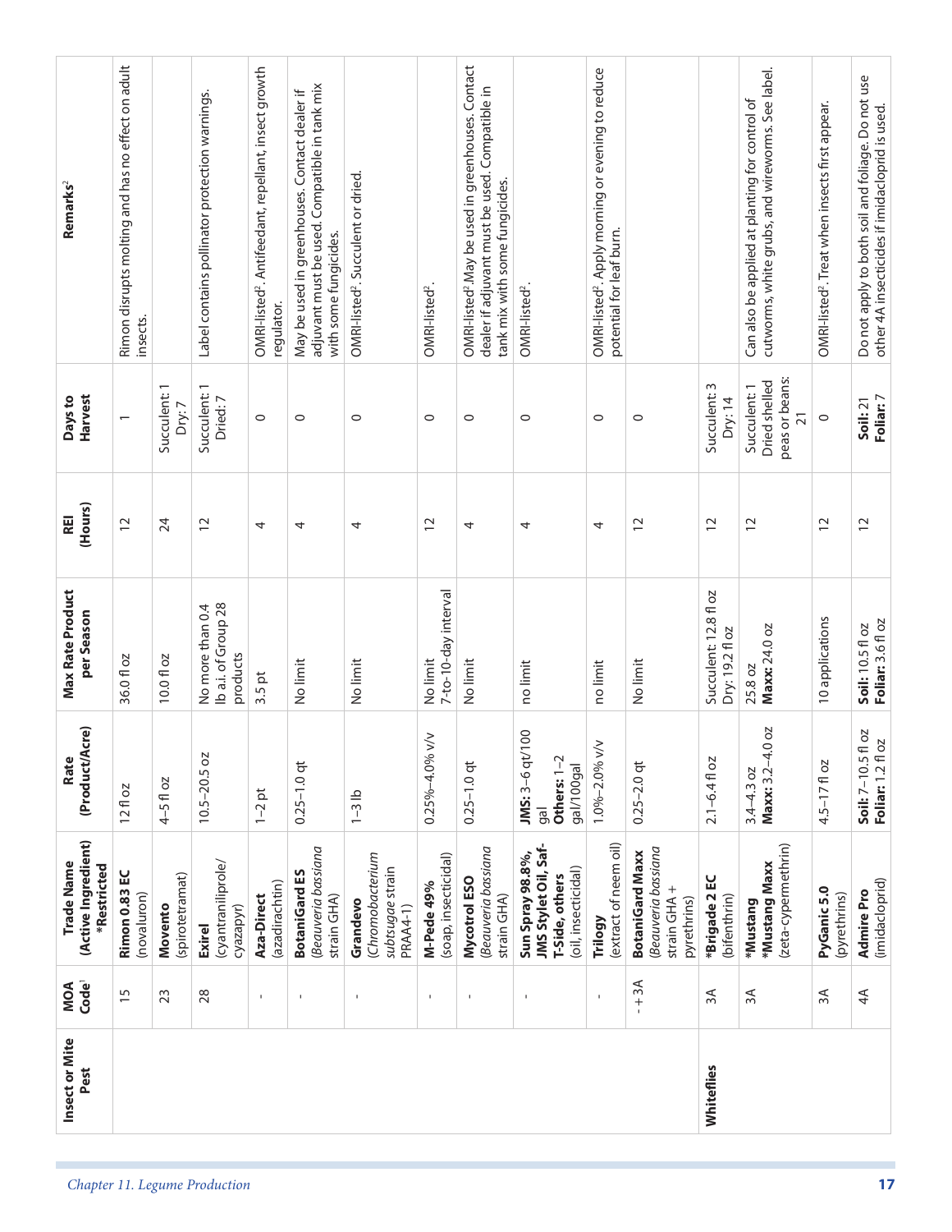| Insect or Mite Pest | MOA Code[1] | Trade Name (Active Ingredient) *Restricted | Rate (Product/Acre) | Max Rate Product per Season | REI (Hours) | Days to Harvest | Remarks[2] |
|---|---|---|---|---|---|---|---|
| | 15 | **Rimon 0.83 EC** (novaluron) | 12 fl oz | 36.0 fl oz | 12 | 1 | Rimon disrupts molting and has no effect on adult insects. |
| | 23 | **Movento** (spirotetramat) | 4–5 fl oz | 10.0 fl oz | 24 | Succulent: 1 Dry: 7 | |
| | 28 | **Exirel** (cyantraniliprole/ cyazapyr) | 10.5–20.5 oz | No more than 0.4 lb a.i. of Group 28 products | 12 | Succulent: 1 Dried: 7 | Label contains pollinator protection warnings. |
| | - | **Aza-Direct** (azadirachtin) | 1–2 pt | 3.5 pt | 4 | 0 | OMRI-listed[2]. Antifeedant, repellant, insect growth regulator. |
| | - | **BotaniGard ES** (*Beauveria bassiana* strain GHA) | 0.25–1.0 qt | No limit | 4 | 0 | May be used in greenhouses. Contact dealer if adjuvant must be used. Compatible in tank mix with some fungicides. |
| | - | **Grandevo** (*Chromobacterium subtsugae* strain PRAA4-1) | 1–3 lb | No limit | 4 | 0 | OMRI-listed[2]. Succulent or dried. |
| | - | **M-Pede 49%** (soap, insecticidal) | 0.25%–4.0% v/v | No limit 7-to-10-day interval | 12 | 0 | OMRI-listed[2]. |
| | - | **Mycotrol ESO** (*Beauveria bassiana* strain GHA) | 0.25–1.0 qt | No limit | 4 | 0 | OMRI-listed[2]. May be used in greenhouses. Contact dealer if adjuvant must be used. Compatible in tank mix with some fungicides. |
| | - | **Sun Spray 98.8%, JMS Stylet Oil, Saf-T-Side, others** (oil, insecticidal) | **JMS:** 3–6 qt/100 gal **Others:** 1–2 gal/100gal | no limit | 4 | 0 | OMRI-listed[2]. |
| | - | **Trilogy** (extract of neem oil) | 1.0%–2.0% v/v | no limit | 4 | 0 | OMRI-listed[2]. Apply morning or evening to reduce potential for leaf burn. |
| | - + 3A | **BotaniGard Maxx** (*Beauveria bassiana* strain GHA + pyrethrins) | 0.25–2.0 qt | No limit | 12 | 0 | |
| **Whiteflies** | 3A | ***Brigade 2 EC** (bifenthrin) | 2.1–6.4 fl oz | Succulent: 12.8 fl oz Dry: 19.2 fl oz | 12 | Succulent: 3 Dry: 14 | |
| | 3A | ***Mustang *Mustang Maxx** (zeta-cypermethrin) | 3.4–4.3 oz **Maxx:** 3.2–4.0 oz | 25.8 oz **Maxx:** 24.0 oz | 12 | Succulent: 1 Dried shelled peas or beans: 21 | Can also be applied at planting for control of cutworms, white grubs, and wireworms. See label. |
| | 3A | **PyGanic 5.0** (pyrethrins) | 4.5–17 fl oz | 10 applications | 12 | 0 | OMRI-listed[2]. Treat when insects first appear. |
| | 4A | **Admire Pro** (imidacloprid) | **Soil:** 7–10.5 fl oz **Foliar:** 1.2 fl oz | **Soil:** 10.5 fl oz **Foliar:** 3.6 fl oz | 12 | **Soil:** 21 **Foliar:** 7 | Do not apply to both soil and foliage. Do not use other 4A insecticides if imidacloprid is used. |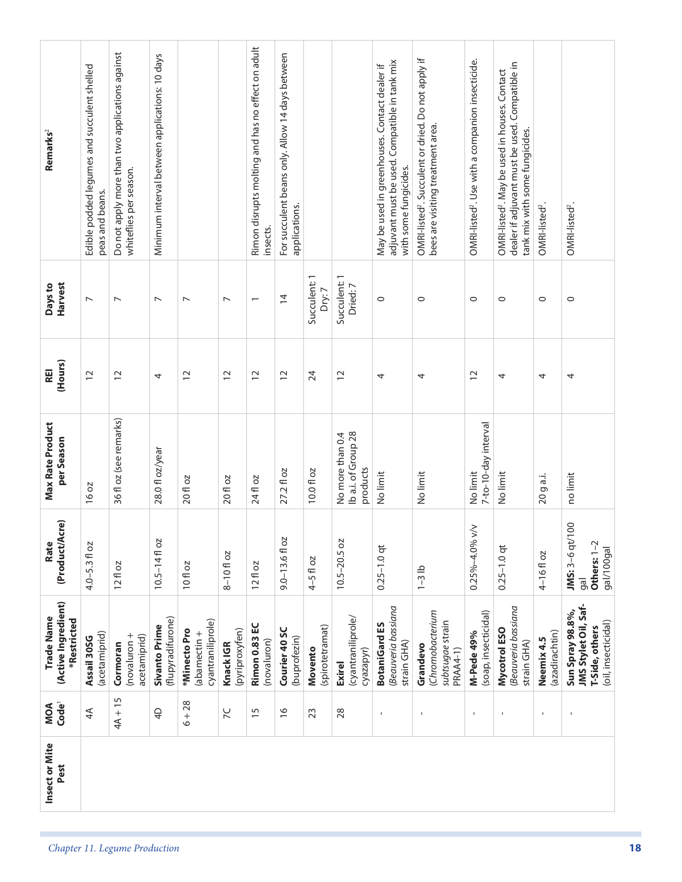| Insect or Mite Pest | MOA Code[1] | Trade Name (Active Ingredient) *Restricted | Rate (Product/Acre) | Max Rate Product per Season | REI (Hours) | Days to Harvest | Remarks[2] |
|---|---|---|---|---|---|---|---|
| | 4A | **Assail 30SG** (acetamiprid) | 4.0–5.3 fl oz | 16 oz | 12 | 7 | Edible podded legumes and succulent shelled peas and beans. |
| | 4A + 15 | **Cormoran** (novaluron + acetamiprid) | 12 fl oz | 36 fl oz (see remarks) | 12 | 7 | Do not apply more than two applications against whiteflies per season. |
| | 4D | **Sivanto Prime** (flupyradifurone) | 10.5–14 fl oz | 28.0 fl oz/year | 4 | 7 | Minimum interval between applications: 10 days |
| | 6 + 28 | ***Minecto Pro** (abamectin + cyantraniliprole) | 10 fl oz | 20 fl oz | 12 | 7 | |
| | 7C | **Knack IGR** (pyriproxyfen) | 8–10 fl oz | 20 fl oz | 12 | 7 | |
| | 15 | **Rimon 0.83 EC** (novaluron) | 12 fl oz | 24 fl oz | 12 | 1 | Rimon disrupts molting and has no effect on adult insects. |
| | 16 | **Courier 40 SC** (buprofezin) | 9.0–13.6 fl oz | 27.2 fl oz | 12 | 14 | For succulent beans only. Allow 14 days between applications. |
| | 23 | **Movento** (spirotetramat) | 4–5 fl oz | 10.0 fl oz | 24 | Succulent: 1 Dry: 7 | |
| | 28 | **Exirel** (cyantraniliprole/ cyazapyr) | 10.5–20.5 oz | No more than 0.4 lb a.i. of Group 28 products | 12 | Succulent: 1 Dried: 7 | |
| | - | **BotaniGard ES** (*Beauveria bassiana* strain GHA) | 0.25–1.0 qt | No limit | 4 | 0 | May be used in greenhouses. Contact dealer if adjuvant must be used. Compatible in tank mix with some fungicides. |
| | - | **Grandevo** (*Chromobacterium subtsugae* strain PRAA4-1) | 1–3 lb | No limit | 4 | 0 | OMRI-listed[2]. Succulent or dried. Do not apply if bees are visiting treatment area. |
| | - | **M-Pede 49%** (soap, insecticidal) | 0.25%–4.0% v/v | No limit 7-to-10-day interval | 12 | 0 | OMRI-listed[2]. Use with a companion insecticide. |
| | - | **Mycotrol ESO** (*Beauveria bassiana* strain GHA) | 0.25–1.0 qt | No limit | 4 | 0 | OMRI-listed[2]. May be used in houses. Contact dealer if adjuvant must be used. Compatible in tank mix with some fungicides. |
| | - | **Neemix 4.5** (azadirachtin) | 4–16 fl oz | 20 g a.i. | 4 | 0 | OMRI-listed[2]. |
| | - | **Sun Spray 98.8%, JMS Stylet Oil, Saf-T-Side, others** (oil, insecticidal) | **JMS:** 3–6 qt/100 gal **Others:** 1–2 gal/100gal | no limit | 4 | 0 | OMRI-listed[2]. |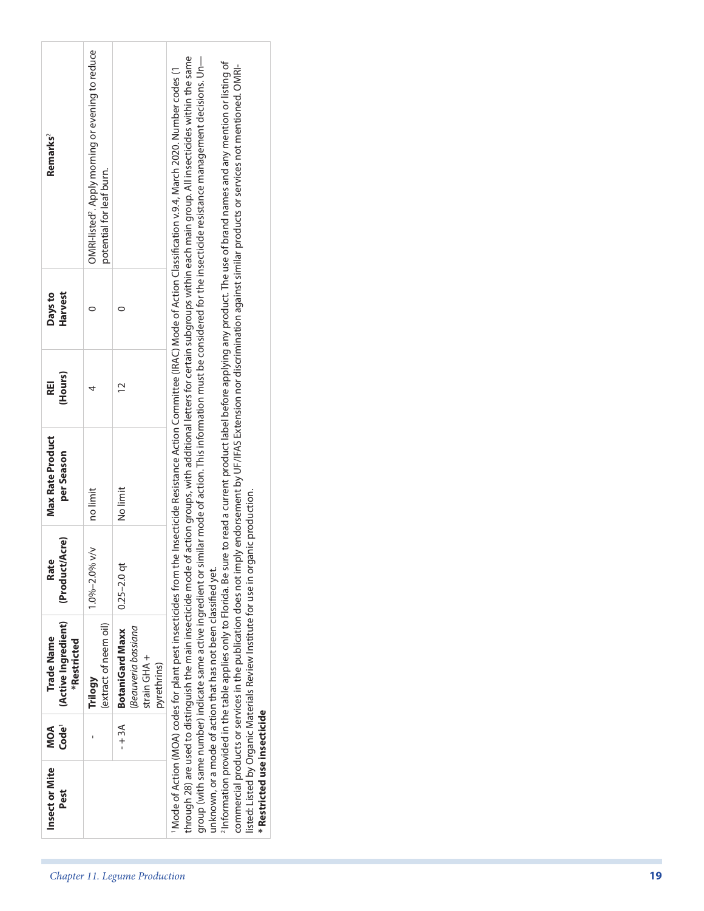| Insect or Mite Pest | MOA Code[1] | Trade Name (Active Ingredient) *Restricted | Rate (Product/Acre) | Max Rate Product per Season | REI (Hours) | Days to Harvest | Remarks[2] |
|---|---|---|---|---|---|---|---|
| | - | **Trilogy** (extract of neem oil) | 1.0%–2.0% v/v | no limit | 4 | 0 | OMRI-listed[2]. Apply morning or evening to reduce potential for leaf burn. |
| | - + 3A | **BotaniGard Maxx** (*Beauveria bassiana* strain GHA + pyrethrins) | 0.25–2.0 qt | No limit | 12 | 0 | |

[1] Mode of Action (MOA) codes for plant pest insecticides from the Insecticide Resistance Action Committee (IRAC) Mode of Action Classification v.9.4, March 2020. Number codes (1 through 28) are used to distinguish the main insecticide mode of action groups, with additional letters for certain subgroups within each main group. All insecticides within the same group (with same number) indicate same active ingredient or similar mode of action. This information must be considered for the insecticide resistance management decisions. Un—unknown, or a mode of action that has not been classified yet.

[2] Information provided in the table applies only to Florida. Be sure to read a current product label before applying any product. The use of brand names and any mention or listing of commercial products or services in the publication does not imply endorsement by UF/IFAS Extension nor discrimination against similar products or services not mentioned. OMRI-listed: Listed by Organic Materials Review Institute for use in organic production.

**\* Restricted use insecticide**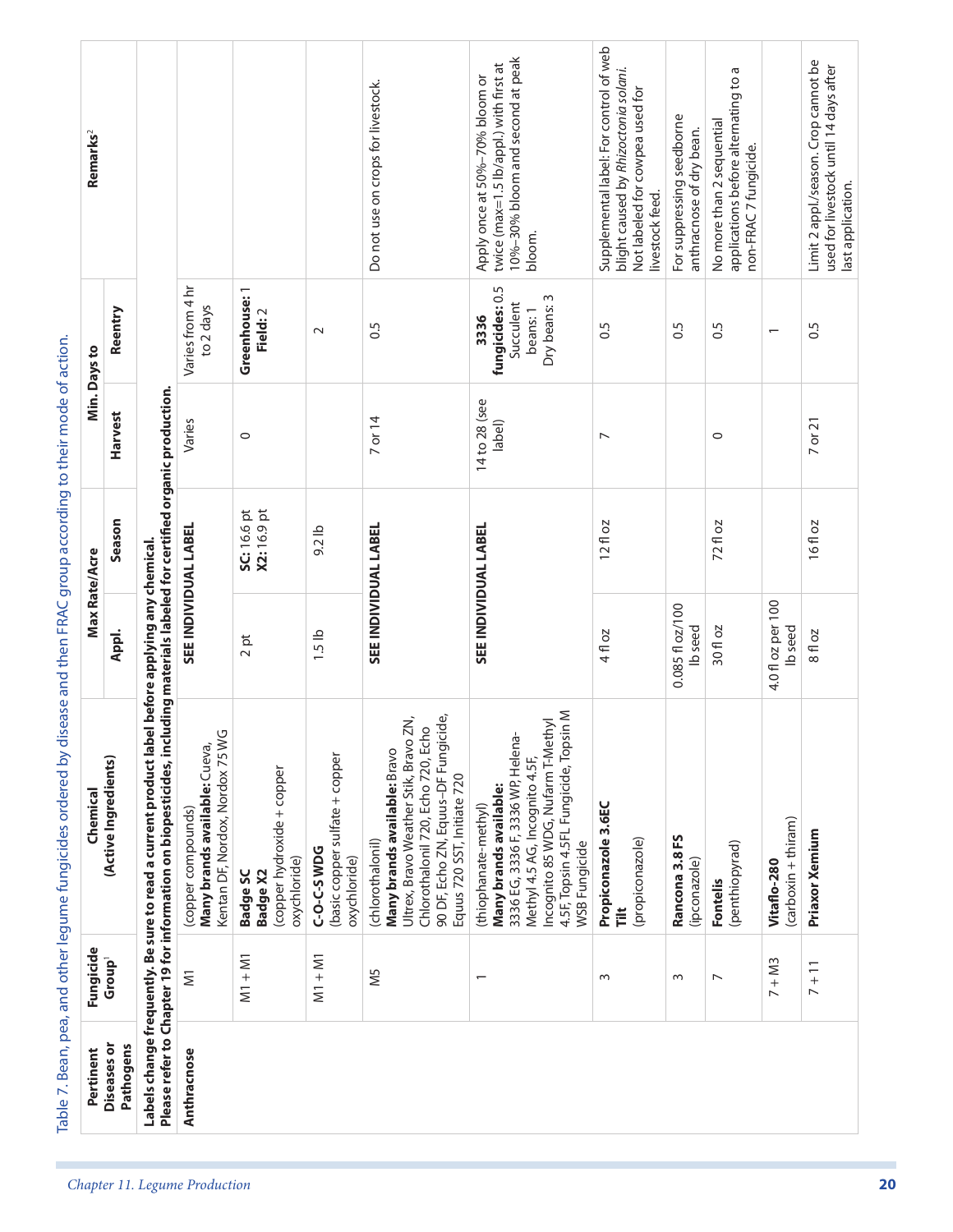Table 7. Bean, pea, and other legume fungicides ordered by disease and then FRAC group according to their mode of action.

| Pertinent Diseases or Pathogens | Fungicide Group[1] | Chemical (Active Ingredients) | Max Rate/Acre | | Min. Days to | | Remarks[2] |
|---|---|---|---|---|---|---|---|
| | | | Appl. | Season | Harvest | Reentry | |
| **Labels change frequently. Be sure to read a current product label before applying any chemical. Please refer to Chapter 19 for information on biopesticides, including materials labeled for certified organic production.** | | | | | | | |
| **Anthracnose** | M1 | (copper compounds) **Many brands available:** Cueva, Kentan DF, Nordox, Nordox 75 WG | **SEE INDIVIDUAL LABEL** | | Varies | Varies from 4 hr to 2 days | |
| | M1 + M1 | **Badge SC** **Badge X2** (copper hydroxide + copper oxychloride) | 2 pt | **SC:** 16.6 pt **X2:** 16.9 pt | 0 | **Greenhouse:** 1 **Field:** 2 | |
| | M1 + M1 | **C-O-C-S WDG** (basic copper sulfate + copper oxychloride) | 1.5 lb | 9.2 lb | | 2 | |
| | M5 | (chlorothalonil) **Many brands available:** Bravo Ultrex, Bravo Weather Stik, Bravo ZN, Chlorothalonil 720, Echo 720, Echo 90 DF, Echo ZN, Equus-DF Fungicide, Equus 720 SST, Initiate 720 | **SEE INDIVIDUAL LABEL** | | 7 or 14 | 0.5 | Do not use on crops for livestock. |
| | 1 | (thiophanate-methyl) **Many brands available:** 3336 EG, 3336 F, 3336 WP, Helena-Methyl 4.5 AG, Incognito 4.5F, Incognito 85 WDG, Nufarm T-Methyl 4.5F, Topsin 4.5FL Fungicide, Topsin M WSB Fungicide | **SEE INDIVIDUAL LABEL** | | 14 to 28 (see label) | **3336 fungicides:** 0.5 Succulent beans: 1 Dry beans: 3 | Apply once at 50%–70% bloom or twice (max=1.5 lb/appl.) with first at 10%–30% bloom and second at peak bloom. |
| | 3 | **Propiconazole 3.6EC** **Tilt** (propiconazole) | 4 fl oz | 12 fl oz | 7 | 0.5 | Supplemental label: For control of web blight caused by *Rhizoctonia solani*. Not labeled for cowpea used for livestock feed. |
| | 3 | **Rancona 3.8 FS** (ipconazole) | 0.085 fl oz/100 lb seed | | | 0.5 | For suppressing seedborne anthracnose of dry bean. |
| | 7 | **Fontelis** (penthiopyrad) | 30 fl oz | 72 fl oz | 0 | 0.5 | No more than 2 sequential applications before alternating to a non-FRAC 7 fungicide. |
| | 7 + M3 | **Vitaflo-280** (carboxin + thiram) | 4.0 fl oz per 100 lb seed | | | 1 | |
| | 7 + 11 | **Priaxor Xemium** | 8 fl oz | 16 fl oz | 7 or 21 | 0.5 | Limit 2 appl./season. Crop cannot be used for livestock until 14 days after last application. |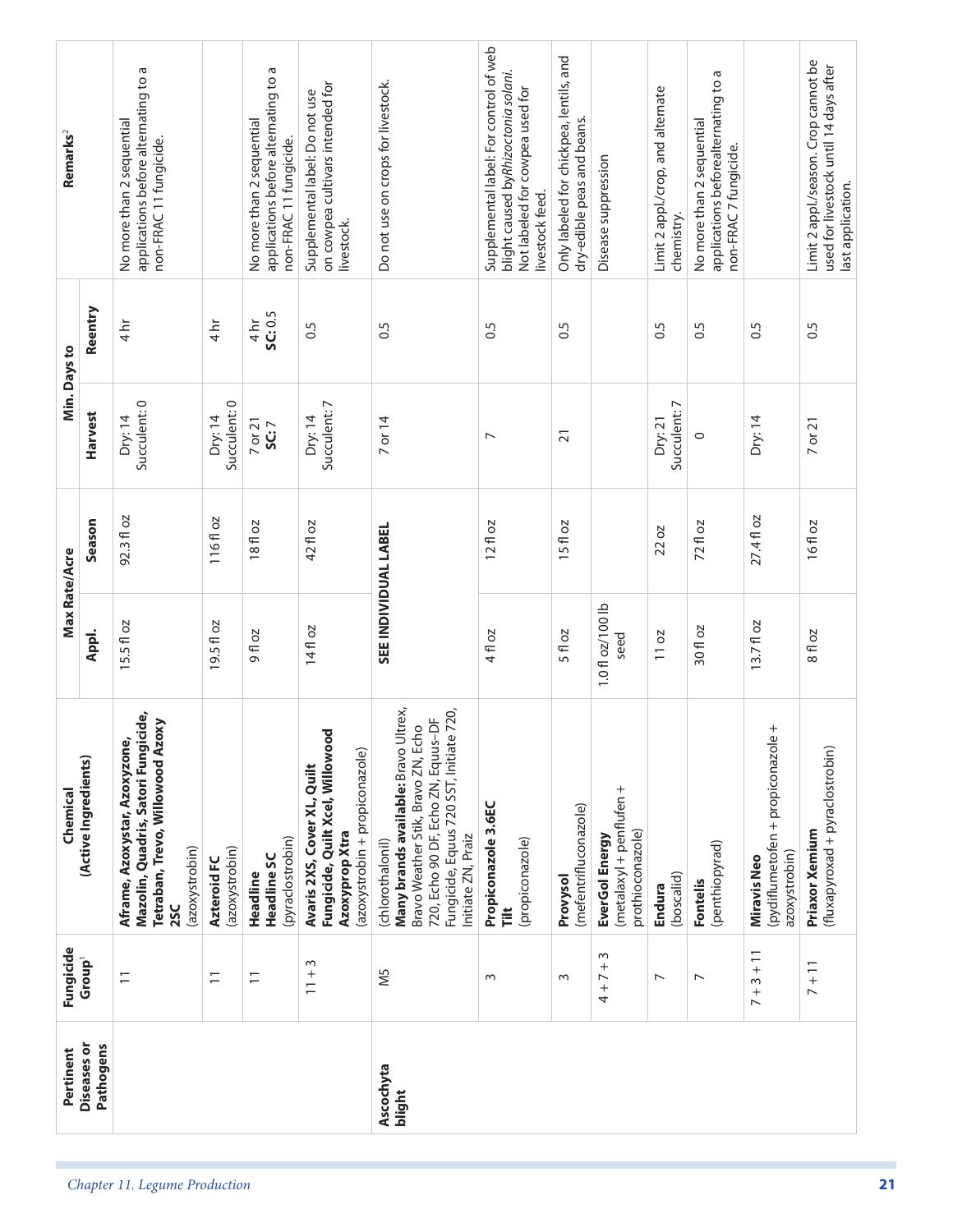| Pertinent Diseases or Pathogens | Fungicide Group[1] | Chemical (Active Ingredients) | Max Rate/Acre | | Min. Days to | | Remarks[2] |
|---|---|---|---|---|---|---|---|
| | | | Appl. | Season | Harvest | Reentry | |
| | 11 | **Aframe, Azoxystar, Azoxyzone, Mazolin, Quadris, Satori Fungicide, Tetraban, Trevo, Willowood Azoxy 2SC** (azoxystrobin) | 15.5 fl oz | 92.3 fl oz | Dry: 14 Succulent: 0 | 4 hr | No more than 2 sequential applications before alternating to a non-FRAC 11 fungicide. |
| | 11 | **Azteroid FC** (azoxystrobin) | 19.5 fl oz | 116 fl oz | Dry: 14 Succulent: 0 | 4 hr | |
| | 11 | **Headline Headline SC** (pyraclostrobin) | 9 fl oz | 18 fl oz | 7 or 21 **SC:** 7 | 4 hr **SC:** 0.5 | No more than 2 sequential applications before alternating to a non-FRAC 11 fungicide. |
| | 11 + 3 | **Avaris 2XS, Cover XL, Quilt Fungicide, Quilt Xcel, Willowood Azoxyprop Xtra** (azoxystrobin + propiconazole) | 14 fl oz | 42 fl oz | Dry: 14 Succulent: 7 | 0.5 | Supplemental label: Do not use on cowpea cultivars intended for livestock. |
| **Ascochyta blight** | M5 | (chlorothalonil) **Many brands available:** Bravo Ultrex, Bravo Weather Stik, Bravo ZN, Echo 720, Echo 90 DF, Echo ZN, Equus-DF Fungicide, Equus 720 SST, Initiate 720, Initiate ZN, Praiz | **SEE INDIVIDUAL LABEL** | | 7 or 14 | 0.5 | Do not use on crops for livestock. |
| | 3 | **Propiconazole 3.6EC Tilt** (propiconazole) | 4 fl oz | 12 fl oz | 7 | 0.5 | Supplemental label: For control of web blight caused by *Rhizoctonia solani*. Not labeled for cowpea used for livestock feed. |
| | 3 | **Provysol** (mefentrifluconazole) | 5 fl oz | 15 fl oz | 21 | 0.5 | Only labeled for chickpea, lentils, and dry-edible peas and beans. |
| | 4 + 7 + 3 | **EverGol Energy** (metalaxyl + penflufen + prothioconazole) | 1.0 fl oz/100 lb seed | | | | Disease suppression |
| | 7 | **Endura** (boscalid) | 11 oz | 22 oz | Dry: 21 Succulent: 7 | 0.5 | Limit 2 appl./crop, and alternate chemistry. |
| | 7 | **Fontelis** (penthiopyrad) | 30 fl oz | 72 fl oz | 0 | 0.5 | No more than 2 sequential applications beforealternating to a non-FRAC 7 fungicide. |
| | 7 + 3 + 11 | **Miravis Neo** (pydiflumetofen + propiconazole + azoxystrobin) | 13.7 fl oz | 27.4 fl oz | Dry: 14 | 0.5 | |
| | 7 + 11 | **Priaxor Xemium** (fluxapyroxad + pyraclostrobin) | 8 fl oz | 16 fl oz | 7 or 21 | 0.5 | Limit 2 appl./season. Crop cannot be used for livestock until 14 days after last application. |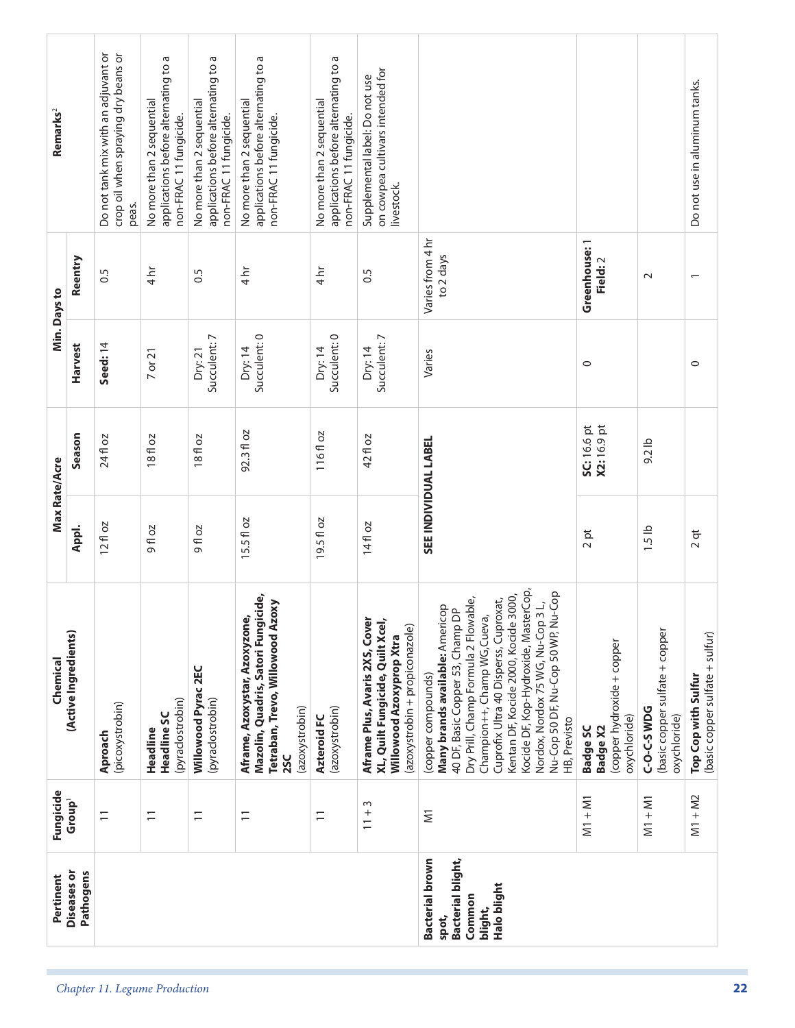| Pertinent Diseases or Pathogens | Fungicide Group[1] | Chemical (Active Ingredients) | Max Rate/Acre | | Min. Days to | | Remarks[2] |
|---|---|---|---|---|---|---|---|
| | | | Appl. | Season | Harvest | Reentry | |
| | 11 | **Aproach** (picoxystrobin) | 12 fl oz | 24 fl oz | **Seed:** 14 | 0.5 | Do not tank mix with an adjuvant or crop oil when spraying dry beans or peas. |
| | 11 | **Headline** **Headline SC** (pyraclostrobin) | 9 fl oz | 18 fl oz | 7 or 21 | 4 hr | No more than 2 sequential applications before alternating to a non-FRAC 11 fungicide. |
| | 11 | **Willowood Pyrac 2EC** (pyraclostrobin) | 9 fl oz | 18 fl oz | Dry: 21 Succulent: 7 | 0.5 | No more than 2 sequential applications before alternating to a non-FRAC 11 fungicide. |
| | 11 | **Aframe, Azoxystar, Azoxyzone, Mazolin, Quadris, Satori Fungicide, Tetraban, Trevo, Willowood Azoxy 2SC** (azoxystrobin) | 15.5 fl oz | 92.3 fl oz | Dry: 14 Succulent: 0 | 4 hr | No more than 2 sequential applications before alternating to a non-FRAC 11 fungicide. |
| | 11 | **Azteroid FC** (azoxystrobin) | 19.5 fl oz | 116 fl oz | Dry: 14 Succulent: 0 | 4 hr | No more than 2 sequential applications before alternating to a non-FRAC 11 fungicide. |
| | 11 + 3 | **Aframe Plus, Avaris 2XS, Cover XL, Quilt Fungicide, Quilt Xcel, Willowood Azoxyprop Xtra** (azoxystrobin + propiconazole) | 14 fl oz | 42 fl oz | Dry: 14 Succulent: 7 | 0.5 | Supplemental label: Do not use on cowpea cultivars intended for livestock. |
| **Bacterial brown spot, Bacterial blight, Common blight, Halo blight** | M1 | (copper compounds) **Many brands available:** Americop 40 DF, Basic Copper 53, Champ DP Dry Prill, Champ Formula 2 Flowable, Champion++, Champ WG,Cueva, Cuprofix Ultra 40 Disperss, Cuproxat, Kentan DF, Kocide 2000, Kocide 3000, Kocide DF, Kop-Hydroxide, MasterCop, Nordox, Nordox 75 WG, Nu-Cop 3 L, Nu-Cop 50 DF, Nu-Cop 50 WP, Nu-Cop HB, Previsto | **SEE INDIVIDUAL LABEL** | | Varies | Varies from 4 hr to 2 days | |
| | M1 + M1 | **Badge SC** **Badge X2** (copper hydroxide + copper oxychloride) | 2 pt | **SC:** 16.6 pt **X2:** 16.9 pt | 0 | **Greenhouse:** 1 **Field:** 2 | |
| | M1 + M1 | **C-O-C-S WDG** (basic copper sulfate + copper oxychloride) | 1.5 lb | 9.2 lb | | 2 | |
| | M1 + M2 | **Top Cop with Sulfur** (basic copper sulfate + sulfur) | 2 qt | | 0 | 1 | Do not use in aluminum tanks. |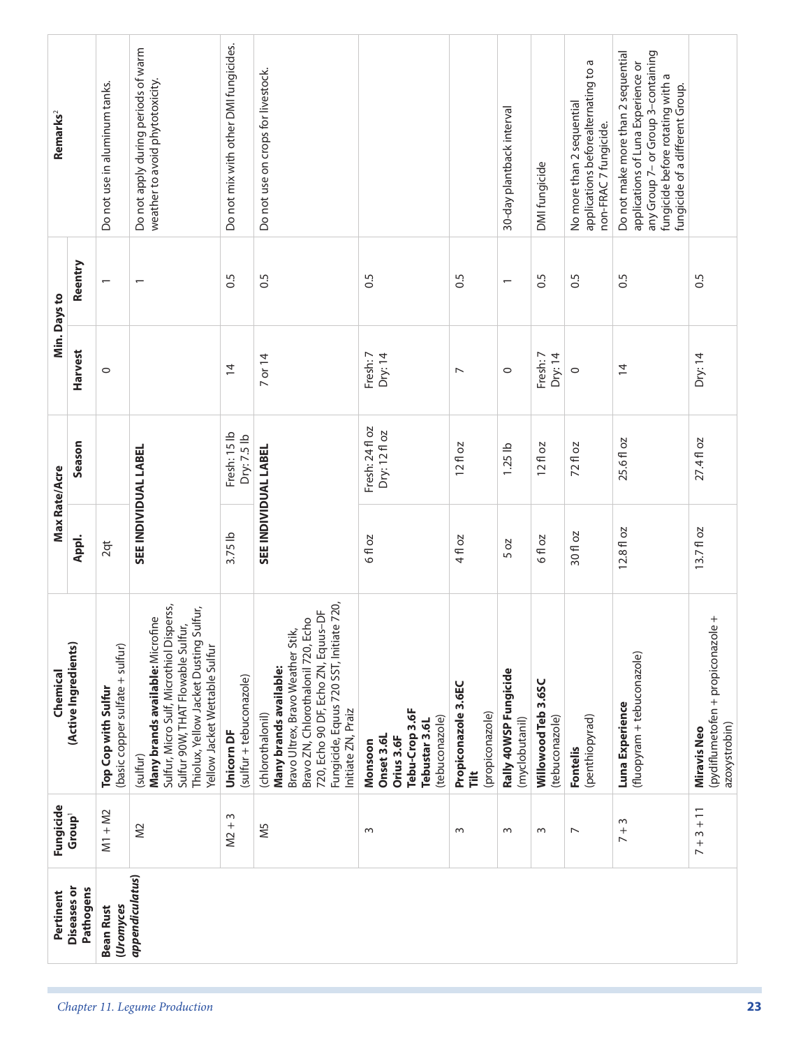| Pertinent Diseases or Pathogens | Fungicide Group[1] | Chemical (Active Ingredients) | Max Rate/Acre | | Min. Days to | | Remarks[2] |
|---|---|---|---|---|---|---|---|
| | | | Appl. | Season | Harvest | Reentry | |
| **Bean Rust (*Uromyces appendiculatus*)** | M1 + M2 | **Top Cop with Sulfur** (basic copper sulfate + sulfur) | 2qt | | 0 | 1 | Do not use in aluminum tanks. |
| | M2 | (sulfur) **Many brands available:** Microfine Sulfur, Micro Sulf, Microthiol Disperss, Sulfur 90W, THAT Flowable Sulfur, Thiolux, Yellow Jacket Dusting Sulfur, Yellow Jacket Wettable Sulfur | **SEE INDIVIDUAL LABEL** | | | 1 | Do not apply during periods of warm weather to avoid phytotoxicity. |
| | M2 + 3 | **Unicorn DF** (sulfur + tebuconazole) | 3.75 lb | Fresh: 15 lb Dry: 7.5 lb | 14 | 0.5 | Do not mix with other DMI fungicides. |
| | M5 | (chlorothalonil) **Many brands available:** Bravo Ultrex, Bravo Weather Stik, Bravo ZN, Chlorothalonil 720, Echo 720, Echo 90 DF, Echo ZN, Equus-DF Fungicide, Equus 720 SST, Initiate 720, Initiate ZN, Praiz | **SEE INDIVIDUAL LABEL** | | 7 or 14 | 0.5 | Do not use on crops for livestock. |
| | 3 | **Monsoon** **Onset 3.6L** **Orius 3.6F** **Tebu-Crop 3.6F** **Tebustar 3.6L** (tebuconazole) | 6 fl oz | Fresh: 24 fl oz Dry: 12 fl oz | Fresh: 7 Dry: 14 | 0.5 | |
| | 3 | **Propiconazole 3.6EC** **Tilt** (propiconazole) | 4 fl oz | 12 fl oz | 7 | 0.5 | |
| | 3 | **Rally 40WSP Fungicide** (myclobutanil) | 5 oz | 1.25 lb | 0 | 1 | 30-day plantback interval |
| | 3 | **Willowood Teb 3.6SC** (tebuconazole) | 6 fl oz | 12 fl oz | Fresh: 7 Dry: 14 | 0.5 | DMI fungicide |
| | 7 | **Fontelis** (penthiopyrad) | 30 fl oz | 72 fl oz | 0 | 0.5 | No more than 2 sequential applications beforealternating to a non-FRAC 7 fungicide. |
| | 7 + 3 | **Luna Experience** (fluopyram + tebuconazole) | 12.8 fl oz | 25.6 fl oz | 14 | 0.5 | Do not make more than 2 sequential applications of Luna Experience or any Group 7– or Group 3–containing fungicide before rotating with a fungicide of a different Group. |
| | 7 + 3 + 11 | **Miravis Neo** (pydiflumetofen + propiconazole + azoxystrobin) | 13.7 fl oz | 27.4 fl oz | Dry: 14 | 0.5 | |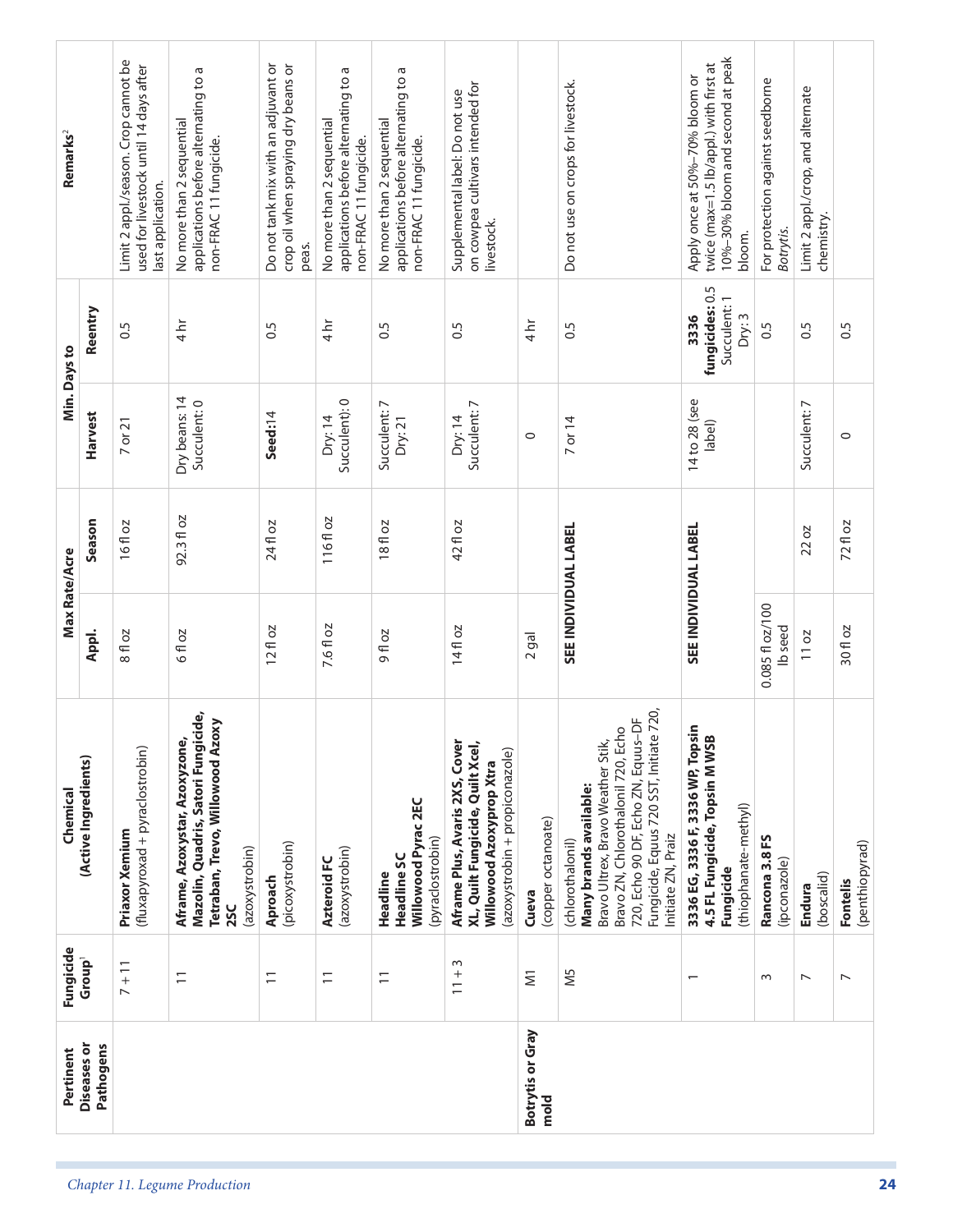| Pertinent Diseases or Pathogens | Fungicide Group[1] | Chemical (Active Ingredients) | Max Rate/Acre | | Min. Days to | | Remarks[2] |
|---|---|---|---|---|---|---|---|
| | | | Appl. | Season | Harvest | Reentry | |
| | 7 + 11 | **Priaxor Xemium** (fluxapyroxad + pyraclostrobin) | 8 fl oz | 16 fl oz | 7 or 21 | 0.5 | Limit 2 appl./season. Crop cannot be used for livestock until 14 days after last application. |
| | 11 | **Aframe, Azoxystar, Azoxyzone, Mazolin, Quadris, Satori Fungicide, Tetraban, Trevo, Willowood Azoxy 2SC** (azoxystrobin) | 6 fl oz | 92.3 fl oz | Dry beans: 14 Succulent: 0 | 4 hr | No more than 2 sequential applications before alternating to a non-FRAC 11 fungicide. |
| | 11 | **Aproach** (picoxystrobin) | 12 fl oz | 24 fl oz | **Seed**:14 | 0.5 | Do not tank mix with an adjuvant or crop oil when spraying dry beans or peas. |
| | 11 | **Azteroid FC** (azoxystrobin) | 7.6 fl oz | 116 fl oz | Dry: 14 Succulent): 0 | 4 hr | No more than 2 sequential applications before alternating to a non-FRAC 11 fungicide. |
| | 11 | **Headline Headline SC Willowood Pyrac 2EC** (pyraclostrobin) | 9 fl oz | 18 fl oz | Succulent: 7 Dry: 21 | 0.5 | No more than 2 sequential applications before alternating to a non-FRAC 11 fungicide. |
| | 11 + 3 | **Aframe Plus, Avaris 2XS, Cover XL, Quilt Fungicide, Quilt Xcel, Willowood Azoxyprop Xtra** (azoxystrobin + propiconazole) | 14 fl oz | 42 fl oz | Dry: 14 Succulent: 7 | 0.5 | Supplemental label: Do not use on cowpea cultivars intended for livestock. |
| **Botrytis or Gray mold** | M1 | **Cueva** (copper octanoate) | 2 gal | | 0 | 4 hr | |
| | M5 | (chlorothalonil) **Many brands available:** Bravo Ultrex, Bravo Weather Stik, Bravo ZN, Chlorothalonil 720, Echo 720, Echo 90 DF, Echo ZN, Equus-DF Fungicide, Equus 720 SST, Initiate 720, Initiate ZN, Praiz | **SEE INDIVIDUAL LABEL** | | 7 or 14 | 0.5 | Do not use on crops for livestock. |
| | 1 | **3336 EG, 3336 F, 3336 WP, Topsin 4.5 FL Fungicide, Topsin M WSB Fungicide** (thiophanate-methyl) | **SEE INDIVIDUAL LABEL** | | 14 to 28 (see label) | **3336 fungicides:** 0.5 Succulent: 1 Dry: 3 | Apply once at 50%–70% bloom or twice (max=1.5 lb/appl.) with first at 10%–30% bloom and second at peak bloom. |
| | 3 | **Rancona 3.8 FS** (ipconazole) | 0.085 fl oz/100 lb seed | | | 0.5 | For protection against seedborne *Botrytis*. |
| | 7 | **Endura** (boscalid) | 11 oz | 22 oz | Succulent: 7 | 0.5 | Limit 2 appl./crop, and alternate chemistry. |
| | 7 | **Fontelis** (penthiopyrad) | 30 fl oz | 72 fl oz | 0 | 0.5 | |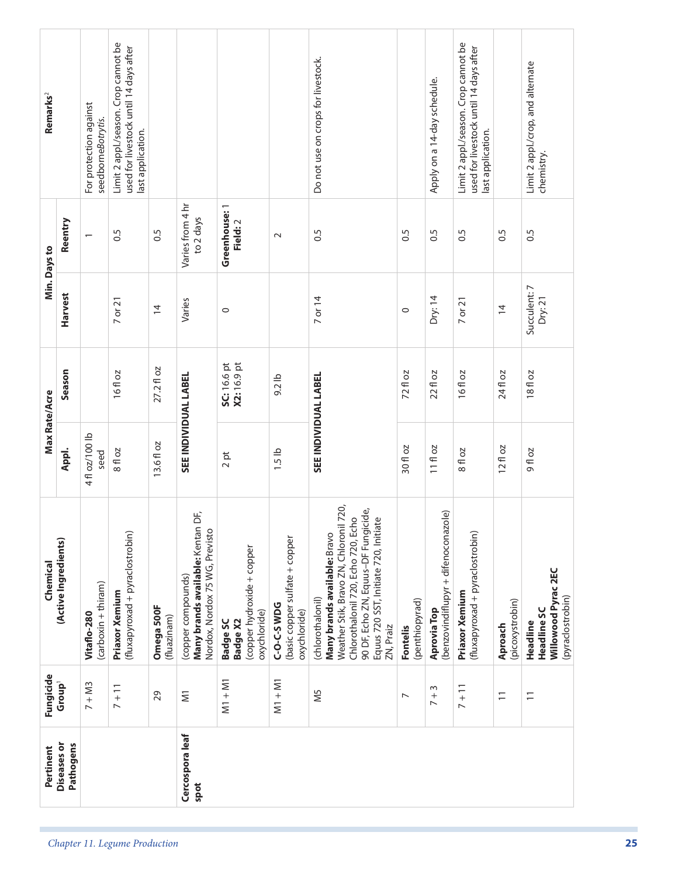| Pertinent Diseases or Pathogens | Fungicide Group[1] | Chemical (Active Ingredients) | Max Rate/Acre | | Min. Days to | | Remarks[2] |
|---|---|---|---|---|---|---|---|
| | | | Appl. | Season | Harvest | Reentry | |
| | 7 + M3 | **Vitaflo-280** (carboxin + thiram) | 4 fl oz/100 lb seed | | | 1 | For protection against seedborne *Botrytis*. |
| | 7 + 11 | **Priaxor Xemium** (fluxapyroxad + pyraclostrobin) | 8 fl oz | 16 fl oz | 7 or 21 | 0.5 | Limit 2 appl./season. Crop cannot be used for livestock until 14 days after last application. |
| | 29 | **Omega 500F** (fluazinam) | 13.6 fl oz | 27.2 fl oz | 14 | 0.5 | |
| **Cercospora leaf spot** | M1 | (copper compounds) **Many brands available:** Kentan DF, Nordox, Nordox 75 WG, Previsto | **SEE INDIVIDUAL LABEL** | | Varies | Varies from 4 hr to 2 days | |
| | M1 + M1 | **Badge SC** **Badge X2** (copper hydroxide + copper oxychloride) | 2 pt | **SC:** 16.6 pt **X2:** 16.9 pt | 0 | **Greenhouse:** 1 **Field:** 2 | |
| | M1 + M1 | **C-O-C-S WDG** (basic copper sulfate + copper oxychloride) | 1.5 lb | 9.2 lb | | 2 | |
| | M5 | (chlorothalonil) **Many brands available:** Bravo Weather Stik, Bravo ZN, Chloronil 720, Chlorothalonil 720, Echo 720, Echo 90 DF, Echo ZN, Equus-DF Fungicide, Equus 720 SST, Initiate 720, Initiate ZN, Praiz | **SEE INDIVIDUAL LABEL** | | 7 or 14 | 0.5 | Do not use on crops for livestock. |
| | 7 | **Fontelis** (penthiopyrad) | 30 fl oz | 72 fl oz | 0 | 0.5 | |
| | 7 + 3 | **Aprovia Top** (benzovindiflupyr + difenoconazole) | 11 fl oz | 22 fl oz | Dry: 14 | 0.5 | Apply on a 14-day schedule. |
| | 7 + 11 | **Priaxor Xemium** (fluxapyroxad + pyraclostrobin) | 8 fl oz | 16 fl oz | 7 or 21 | 0.5 | Limit 2 appl./season. Crop cannot be used for livestock until 14 days after last application. |
| | 11 | **Aproach** (picoxystrobin) | 12 fl oz | 24 fl oz | 14 | 0.5 | |
| | 11 | **Headline** **Headline SC** **Willowood Pyrac 2EC** (pyraclostrobin) | 9 fl oz | 18 fl oz | Succulent: 7 Dry: 21 | 0.5 | Limit 2 appl./crop, and alternate chemistry. |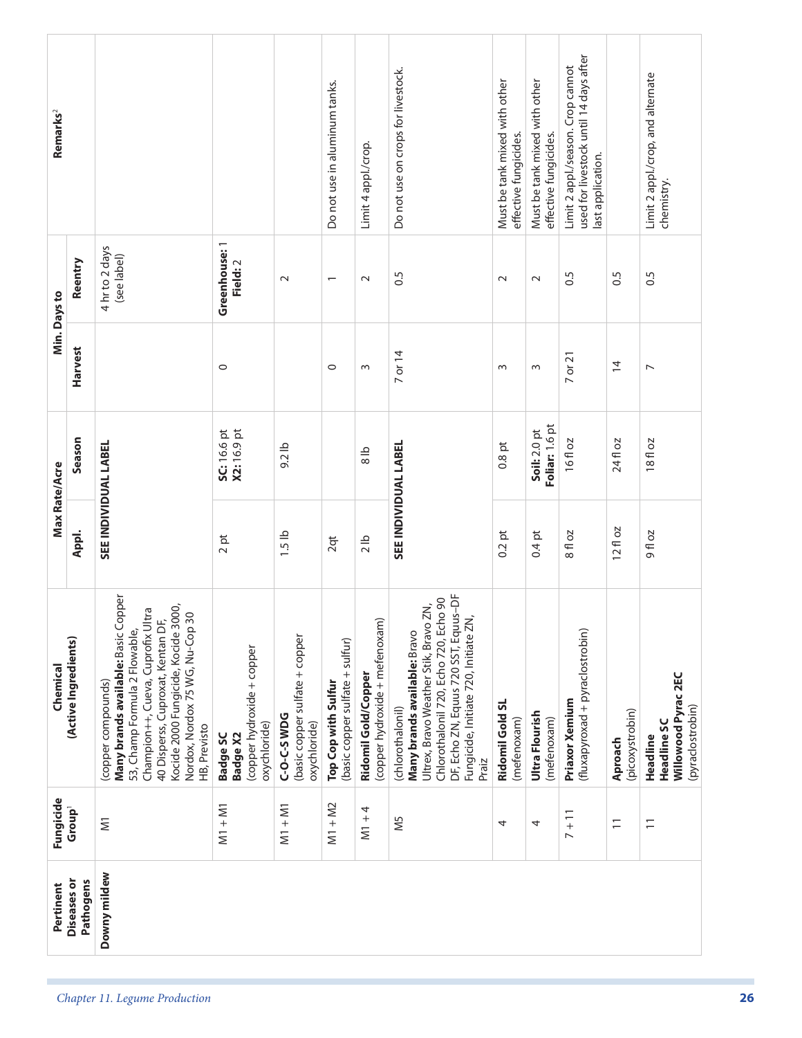| Pertinent Diseases or Pathogens | Fungicide Group[1] | Chemical (Active Ingredients) | Max Rate/Acre | | Min. Days to | | Remarks[2] |
|---|---|---|---|---|---|---|---|
| | | | Appl. | Season | Harvest | Reentry | |
| Downy mildew | M1 | (copper compounds) **Many brands available:** Basic Copper 53, Champ Formula 2 Flowable, Champion++, Cueva, Cuprofix Ultra 40 Disperss, Cuproxat, Kentan DF, Kocide 2000 Fungicide, Kocide 3000, Nordox, Nordox 75 WG, Nu-Cop 30 HB, Previsto | **SEE INDIVIDUAL LABEL** | | | 4 hr to 2 days (see label) | |
| | M1 + M1 | **Badge SC** **Badge X2** (copper hydroxide + copper oxychloride) | 2 pt | **SC:** 16.6 pt **X2:** 16.9 pt | 0 | **Greenhouse:** 1 **Field:** 2 | |
| | M1 + M1 | **C-O-C-S WDG** (basic copper sulfate + copper oxychloride) | 1.5 lb | 9.2 lb | | 2 | |
| | M1 + M2 | **Top Cop with Sulfur** (basic copper sulfate + sulfur) | 2qt | | 0 | 1 | Do not use in aluminum tanks. |
| | M1 + 4 | **Ridomil Gold/Copper** (copper hydroxide + mefenoxam) | 2 lb | 8 lb | 3 | 2 | Limit 4 appl./crop. |
| | M5 | (chlorothalonil) **Many brands available:** Bravo Ultrex, Bravo Weather Stik, Bravo ZN, Chlorothalonil 720, Echo 720, Echo 90 DF, Echo ZN, Equus 720 SST, Equus–DF Fungicide, Initiate 720, Initiate ZN, Praiz | **SEE INDIVIDUAL LABEL** | | 7 or 14 | 0.5 | Do not use on crops for livestock. |
| | 4 | **Ridomil Gold SL** (mefenoxam) | 0.2 pt | 0.8 pt | 3 | 2 | Must be tank mixed with other effective fungicides. |
| | 4 | **Ultra Flourish** (mefenoxam) | 0.4 pt | **Soil:** 2.0 pt **Foliar:** 1.6 pt | 3 | 2 | Must be tank mixed with other effective fungicides. |
| | 7 + 11 | **Priaxor Xemium** (fluxapyroxad + pyraclostrobin) | 8 fl oz | 16 fl oz | 7 or 21 | 0.5 | Limit 2 appl./season. Crop cannot used for livestock until 14 days after last application. |
| | 11 | **Aproach** (picoxystrobin) | 12 fl oz | 24 fl oz | 14 | 0.5 | |
| | 11 | **Headline** **Headline SC** **Willowood Pyrac 2EC** (pyraclostrobin) | 9 fl oz | 18 fl oz | 7 | 0.5 | Limit 2 appl./crop, and alternate chemistry. |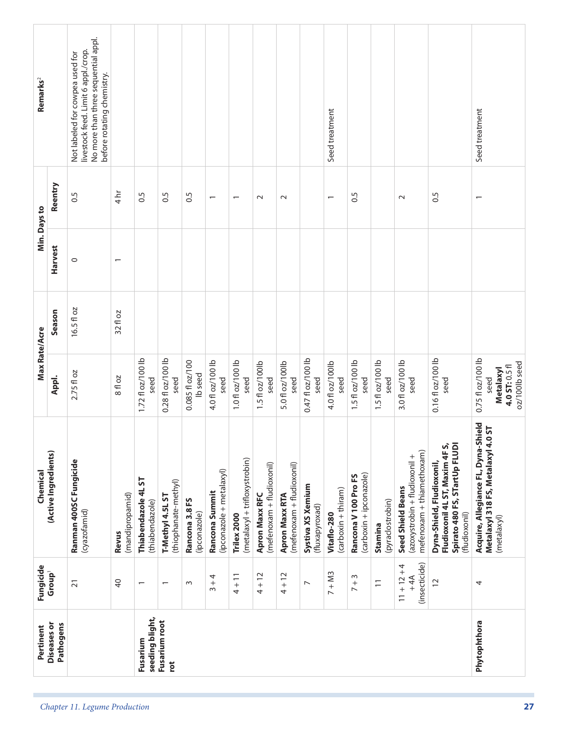| Pertinent Diseases or Pathogens | Fungicide Group[1] | Chemical (Active Ingredients) | Max Rate/Acre | | Min. Days to | | Remarks[2] |
|---|---|---|---|---|---|---|---|
| | | | Appl. | Season | Harvest | Reentry | |
| | 21 | **Ranman 400SC Fungicide** (cyazofamid) | 2.75 fl oz | 16.5 fl oz | 0 | 0.5 | Not labeled for cowpea used for livestock feed. Limit 6 appl./crop. No more than three sequential appl. before rotating chemistry. |
| | 40 | **Revus** (mandipropamid) | 8 fl oz | 32 fl oz | 1 | 4 hr | |
| **Fusarium seeding blight, Fusarium root rot** | 1 | **Thiabendazole 4L ST** (thiabendazole) | 1.72 fl oz/100 lb seed | | | 0.5 | |
| | 1 | **T-Methyl 4.5L ST** (thiophanate-methyl) | 0.28 fl oz/100 lb seed | | | 0.5 | |
| | 3 | **Rancona 3.8 FS** (ipconazole) | 0.085 fl oz/100 lb seed | | | 0.5 | |
| | 3 + 4 | **Rancona Summit** (ipconazole + metalaxyl) | 4.0 fl oz/100 lb seed | | | 1 | |
| | 4 + 11 | **Trilex 2000** (metalaxyl + trifloxystrobin) | 1.0 fl oz/100 lb seed | | | 1 | |
| | 4 + 12 | **Apron Maxx RFC** (mefenoxam + fludioxonil) | 1.5 fl oz/100lb seed | | | 2 | |
| | 4 + 12 | **Apron Maxx RTA** (mefenoxam + fludioxonil) | 5.0 fl oz/100lb seed | | | 2 | |
| | 7 | **Systiva XS Xemium** (fluxapyroxad) | 0.47 fl oz/100 lb seed | | | | |
| | 7 + M3 | **Vitaflo-280** (carboxin + thiram) | 4.0 fl oz/100lb seed | | | 1 | Seed treatment |
| | 7 + 3 | **Rancona V 100 Pro FS** (carboxin + ipconazole) | 1.5 fl oz/100 lb seed | | | 0.5 | |
| | 11 | **Stamina** (pyraclostrobin) | 1.5 fl oz/100 lb seed | | | | |
| | 11 + 12 + 4 + 4A (insecticide) | **Seed Shield Beans** (azoxystrobin + fludioxonil + mefenoxam + thiamethoxam) | 3.0 fl oz/100 lb seed | | | 2 | |
| | 12 | **Dyna-Shield, Fludioxonil, Fludioxonil 4L ST, Maxim 4F S, Spirato 480 FS, STartUp FLUDI** (fludioxonil) | 0.16 fl oz/100 lb seed | | | 0.5 | |
| **Phytophthora** | 4 | **Acquire, Allegiance FL, Dyna-Shield Metalaxyl 318 FS, Metalaxyl 4.0 ST** (metalaxyl) | 0.75 fl oz/100 lb seed **Metalaxyl 4.0 ST:** 0.5 fl oz/100lb seed | | | 1 | Seed treatment |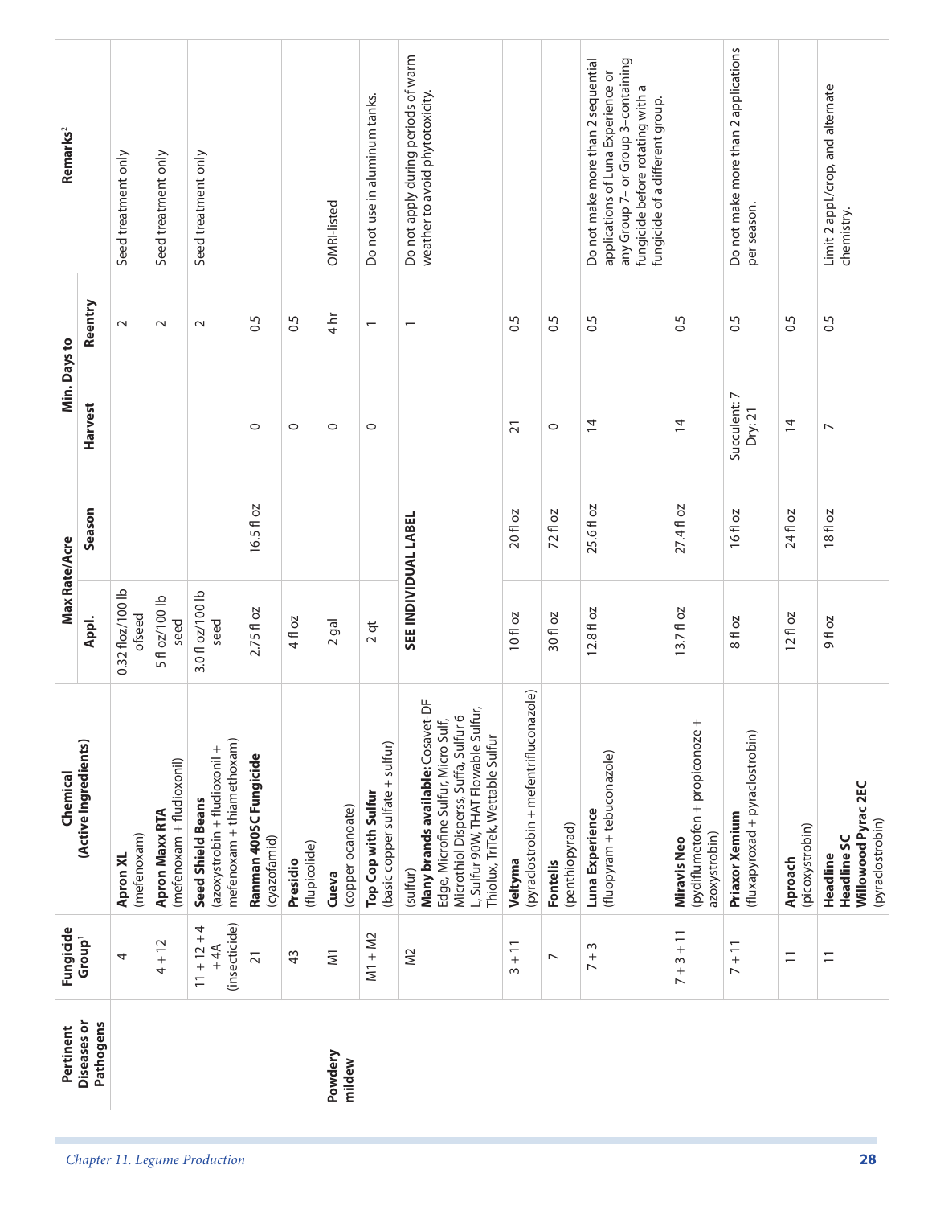| Pertinent Diseases or Pathogens | Fungicide Group[1] | Chemical (Active Ingredients) | Max Rate/Acre | | Min. Days to | | Remarks[2] |
|---|---|---|---|---|---|---|---|
| | | | Appl. | Season | Harvest | Reentry | |
| | 4 | **Apron XL** (mefenoxam) | 0.32 floz/100 lb ofseed | | | 2 | Seed treatment only |
| | 4 + 12 | **Apron Maxx RTA** (mefenoxam + fludioxonil) | 5 fl oz/100 lb seed | | | 2 | Seed treatment only |
| | 11 + 12 + 4 + 4A (insecticide) | **Seed Shield Beans** (azoxystrobin + fludioxonil + mefenoxam + thiamethoxam) | 3.0 fl oz/100 lb seed | | | 2 | Seed treatment only |
| | 21 | **Ranman 400SC Fungicide** (cyazofamid) | 2.75 fl oz | 16.5 fl oz | 0 | 0.5 | |
| | 43 | **Presidio** (flupicolide) | 4 fl oz | | 0 | 0.5 | |
| Powdery mildew | M1 | **Cueva** (copper ocanoate) | 2 gal | | 0 | 4 hr | OMRI-listed |
| | M1 + M2 | **Top Cop with Sulfur** (basic copper sulfate + sulfur) | 2 qt | | 0 | 1 | Do not use in aluminum tanks. |
| | M2 | (sulfur) **Many brands available:** Cosavet-DF Edge, Microfine Sulfur, Micro Sulf, Microthiol Disperss, Suffa, Sulfur 6 L, Sulfur 90W, THAT Flowable Sulfur, Thiolux, TriTek, Wettable Sulfur | **SEE INDIVIDUAL LABEL** | | | 1 | Do not apply during periods of warm weather to avoid phytotoxicity. |
| | 3 + 11 | **Veltyma** (pyraclostrobin + mefentrifluconazole) | 10 fl oz | 20 fl oz | 21 | 0.5 | |
| | 7 | **Fontelis** (penthiopyrad) | 30 fl oz | 72 fl oz | 0 | 0.5 | |
| | 7 + 3 | **Luna Experience** (fluopyram + tebuconazole) | 12.8 fl oz | 25.6 fl oz | 14 | 0.5 | Do not make more than 2 sequential applications of Luna Experience or any Group 7– or Group 3–containing fungicide before rotating with a fungicide of a different group. |
| | 7 + 3 + 11 | **Miravis Neo** (pydiflumetofen + propiconoze + azoxystrobin) | 13.7 fl oz | 27.4 fl oz | 14 | 0.5 | |
| | 7 + 11 | **Priaxor Xemium** (fluxapyroxad + pyraclostrobin) | 8 fl oz | 16 fl oz | Succulent: 7 Dry: 21 | 0.5 | Do not make more than 2 applications per season. |
| | 11 | **Aproach** (picoxystrobin) | 12 fl oz | 24 fl oz | 14 | 0.5 | |
| | 11 | **Headline** **Headline SC** **Willowood Pyrac 2EC** (pyraclostrobin) | 9 fl oz | 18 fl oz | 7 | 0.5 | Limit 2 appl./crop, and alternate chemistry. |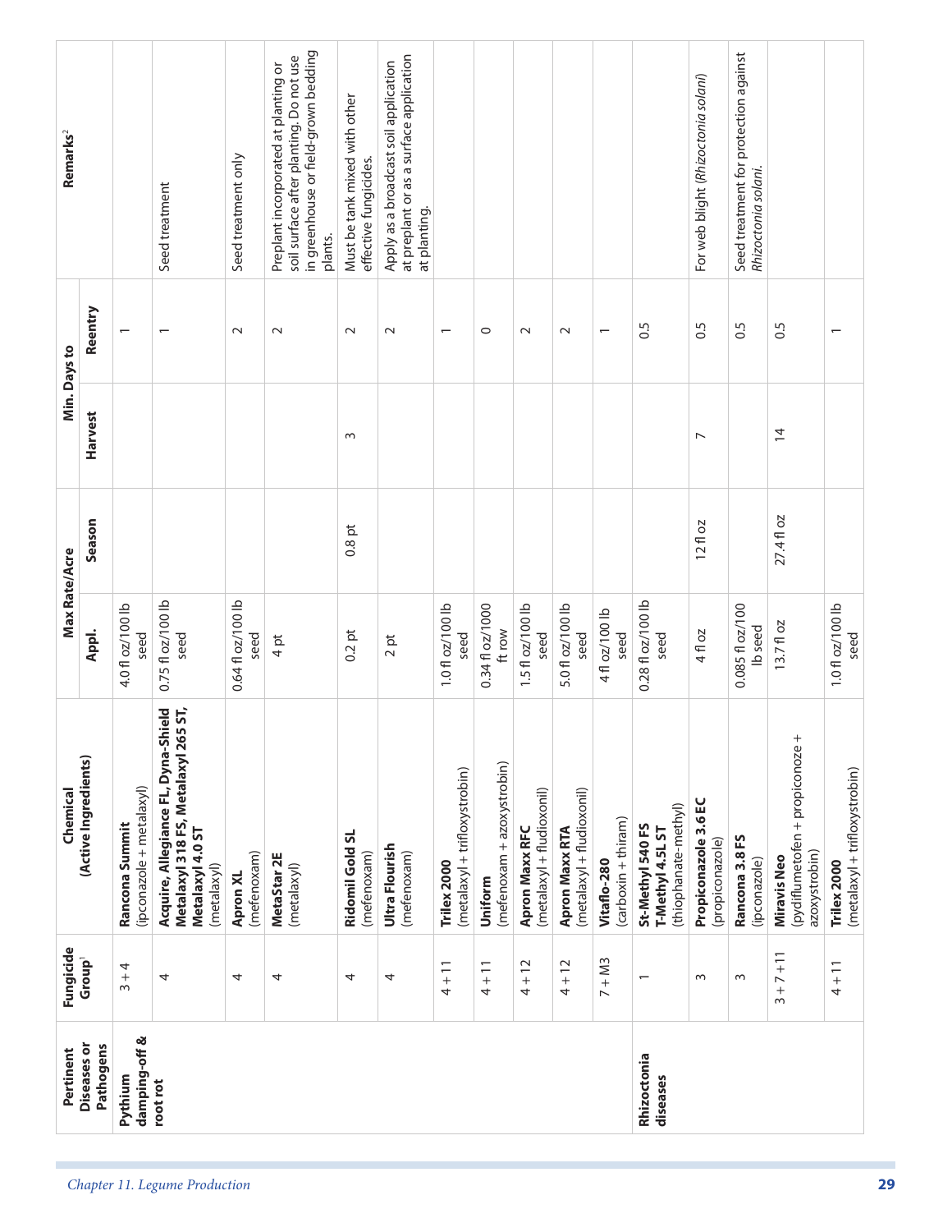| Pertinent Diseases or Pathogens | Fungicide Group[1] | Chemical (Active Ingredients) | Max Rate/Acre | | Min. Days to | | Remarks[2] |
|---|---|---|---|---|---|---|---|
| | | | Appl. | Season | Harvest | Reentry | |
| **Pythium damping-off & root rot** | 3 + 4 | **Rancona Summit** (ipconazole + metalaxyl) | 4.0 fl oz/100 lb seed | | | 1 | |
| | 4 | **Acquire, Allegiance FL, Dyna-Shield Metalaxyl 318 FS, Metalaxyl 265 ST, Metalaxyl 4.0 ST** (metalaxyl) | 0.75 fl oz/100 lb seed | | | 1 | Seed treatment |
| | 4 | **Apron XL** (mefenoxam) | 0.64 fl oz/100 lb seed | | | 2 | Seed treatment only |
| | 4 | **MetaStar 2E** (metalaxyl) | 4 pt | | | 2 | Preplant incorporated at planting or soil surface after planting. Do not use in greenhouse or field-grown bedding plants. |
| | 4 | **Ridomil Gold SL** (mefenoxam) | 0.2 pt | 0.8 pt | 3 | 2 | Must be tank mixed with other effective fungicides. |
| | 4 | **Ultra Flourish** (mefenoxam) | 2 pt | | | 2 | Apply as a broadcast soil application at preplant or as a surface application at planting. |
| | 4 + 11 | **Trilex 2000** (metalaxyl + trifloxystrobin) | 1.0 fl oz/100 lb seed | | | 1 | |
| | 4 + 11 | **Uniform** (mefenoxam + azoxystrobin) | 0.34 fl oz/1000 ft row | | | 0 | |
| | 4 + 12 | **Apron Maxx RFC** (metalaxyl + fludioxonil) | 1.5 fl oz/100 lb seed | | | 2 | |
| | 4 + 12 | **Apron Maxx RTA** (metalaxyl + fludioxonil) | 5.0 fl oz/100 lb seed | | | 2 | |
| | 7 + M3 | **Vitaflo-280** (carboxin + thiram) | 4 fl oz/100 lb seed | | | 1 | |
| **Rhizoctonia diseases** | 1 | **St-Methyl 540 FS T-Methyl 4.5L ST** (thiophanate-methyl) | 0.28 fl oz/100 lb seed | | | 0.5 | |
| | 3 | **Propiconazole 3.6 EC** (propiconazole) | 4 fl oz | 12 fl oz | 7 | 0.5 | For web blight (*Rhizoctonia solani*) |
| | 3 | **Rancona 3.8 FS** (ipconazole) | 0.085 fl oz/100 lb seed | | | 0.5 | Seed treatment for protection against *Rhizoctonia solani*. |
| | 3 + 7 + 11 | **Miravis Neo** (pydiflumetofen + propiconoze + azoxystrobin) | 13.7 fl oz | 27.4 fl oz | 14 | 0.5 | |
| | 4 + 11 | **Trilex 2000** (metalaxyl + trifloxystrobin) | 1.0 fl oz/100 lb seed | | | 1 | |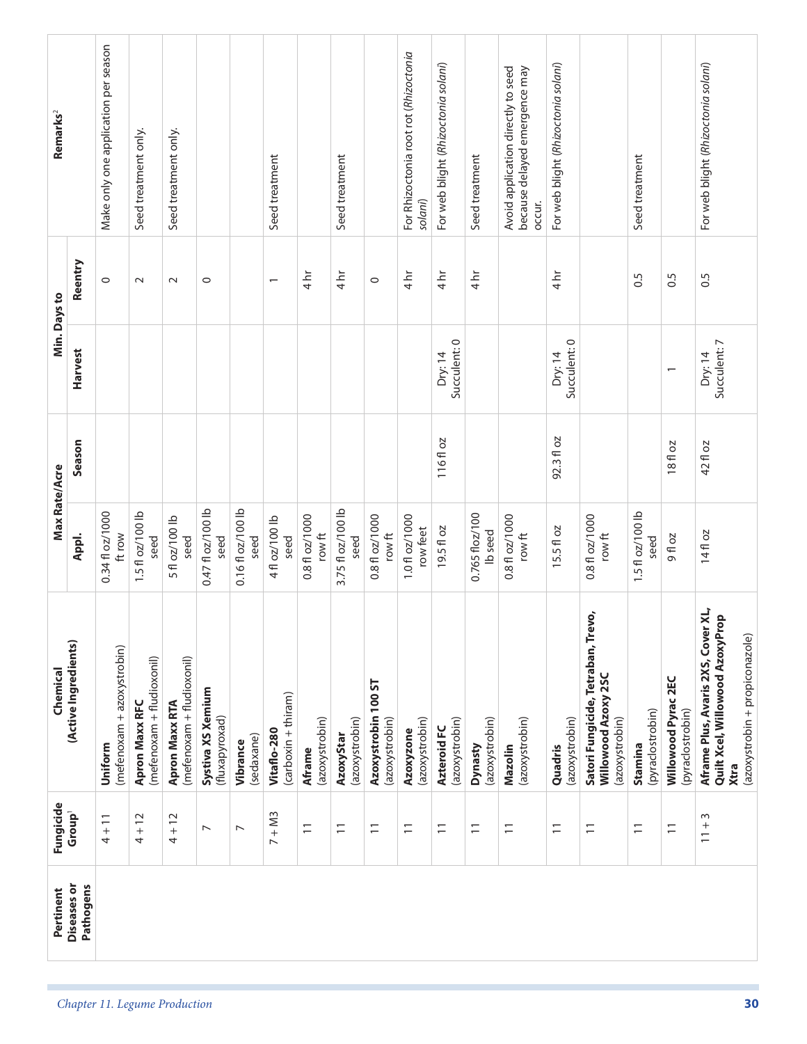| Pertinent Diseases or Pathogens | Fungicide Group[1] | Chemical (Active Ingredients) | Max Rate/Acre | | Min. Days to | | Remarks[2] |
|---|---|---|---|---|---|---|---|
| | | | Appl. | Season | Harvest | Reentry | |
| | 4 + 11 | **Uniform** (mefenoxam + azoxystrobin) | 0.34 fl oz/1000 ft row | | | 0 | Make only one application per season |
| | 4 + 12 | **Apron Maxx RFC** (mefenoxam + fludioxonil) | 1.5 fl oz/100 lb seed | | | 2 | Seed treatment only. |
| | 4 + 12 | **Apron Maxx RTA** (mefenoxam + fludioxonil) | 5 fl oz/100 lb seed | | | 2 | Seed treatment only. |
| | 7 | **Systiva XS Xemium** (fluxapyroxad) | 0.47 fl oz/100 lb seed | | | 0 | |
| | 7 | **Vibrance** (sedaxane) | 0.16 fl oz/100 lb seed | | | | |
| | 7 + M3 | **Vitaflo-280** (carboxin + thiram) | 4 fl oz/100 lb seed | | | 1 | Seed treatment |
| | 11 | **Aframe** (azoxystrobin) | 0.8 fl oz/1000 row ft | | | 4 hr | |
| | 11 | **AzoxyStar** (azoxystrobin) | 3.75 fl oz/100 lb seed | | | 4 hr | Seed treatment |
| | 11 | **Azoxystrobin 100 ST** (azoxystrobin) | 0.8 fl oz/1000 row ft | | | 0 | |
| | 11 | **Azoxyzone** (azoxystrobin) | 1.0 fl oz/1000 row feet | | | 4 hr | For Rhizoctonia root rot (*Rhizoctonia solani*) |
| | 11 | **Azteroid FC** (azoxystrobin) | 19.5 fl oz | 116 fl oz | Dry: 14<br>Succulent: 0 | 4 hr | For web blight (*Rhizoctonia solani*) |
| | 11 | **Dynasty** (azoxystrobin) | 0.765 floz/100 lb seed | | | 4 hr | Seed treatment |
| | 11 | **Mazolin** (azoxystrobin) | 0.8 fl oz/1000 row ft | | | | Avoid application directly to seed because delayed emergence may occur. |
| | 11 | **Quadris** (azoxystrobin) | 15.5 fl oz | 92.3 fl oz | Dry: 14<br>Succulent: 0 | 4 hr | For web blight (*Rhizoctonia solani*) |
| | 11 | **Satori Fungicide, Tetraban, Trevo, Willowood Azoxy 2SC** (azoxystrobin) | 0.8 fl oz/1000 row ft | | | | |
| | 11 | **Stamina** (pyraclostrobin) | 1.5 fl oz/100 lb seed | | | 0.5 | Seed treatment |
| | 11 | **Willowood Pyrac 2EC** (pyraclostrobin) | 9 fl oz | 18 fl oz | 1 | 0.5 | |
| | 11 + 3 | **Aframe Plus, Avaris 2XS, Cover XL, Quilt Xcel, Willowood AzoxyProp Xtra** (azoxystrobin + propiconazole) | 14 fl oz | 42 fl oz | Dry: 14<br>Succulent: 7 | 0.5 | For web blight (*Rhizoctonia solani*) |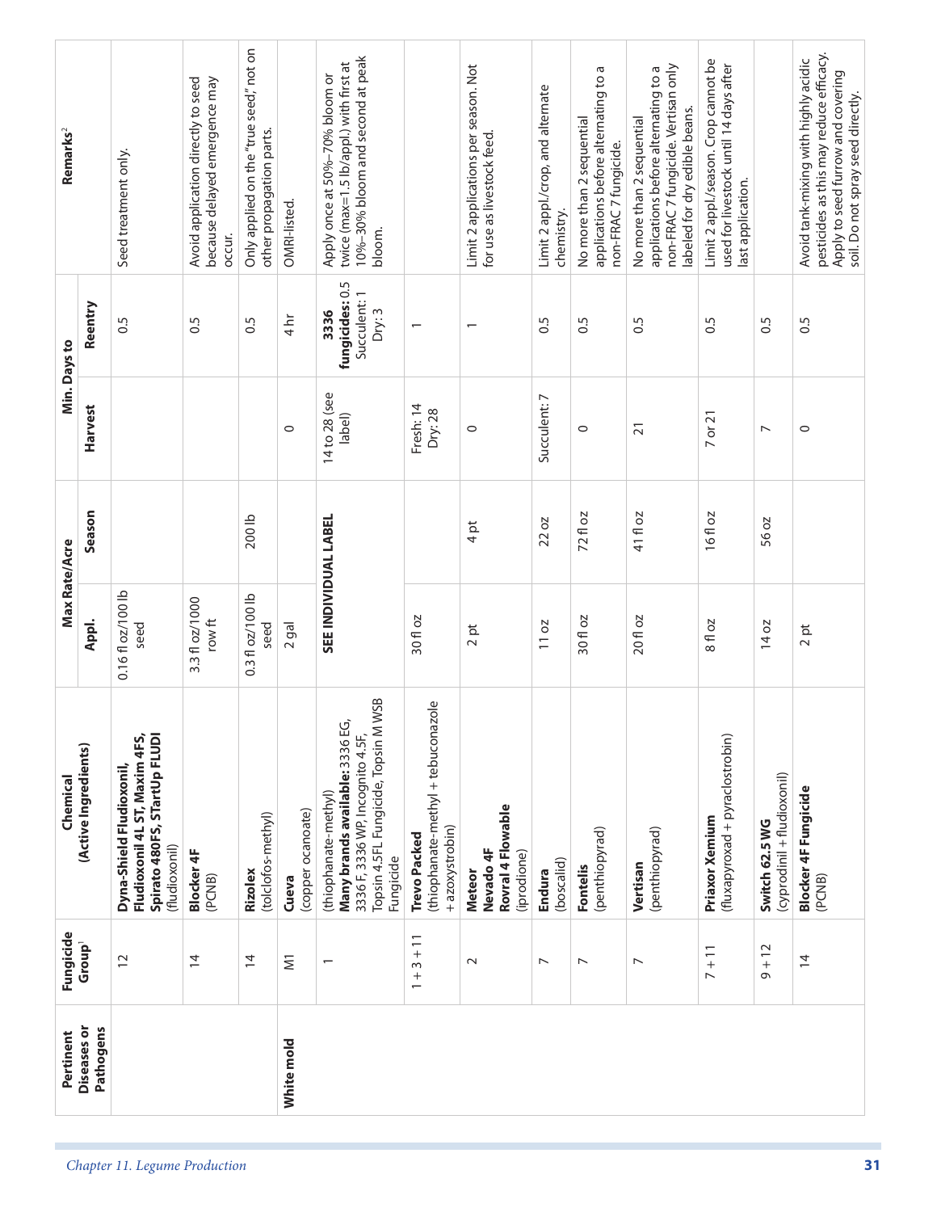| Pertinent Diseases or Pathogens | Fungicide Group[1] | Chemical (Active Ingredients) | Max Rate/Acre | | Min. Days to | | Remarks[2] |
|---|---|---|---|---|---|---|---|
| | | | Appl. | Season | Harvest | Reentry | |
| | 12 | **Dyna-Shield Fludioxonil, Fludioxonil 4L ST, Maxim 4FS, Spirato 480FS, STartUp FLUDI** (fludioxonil) | 0.16 fl oz/100 lb seed | | | 0.5 | Seed treatment only. |
| | 14 | **Blocker 4F** (PCNB) | 3.3 fl oz/1000 row ft | | | 0.5 | Avoid application directly to seed because delayed emergence may occur. |
| | 14 | **Rizolex** (tolclofos-methyl) | 0.3 fl oz/100 lb seed | 200 lb | | 0.5 | Only applied on the "true seed," not on other propagation parts. |
| **White mold** | M1 | **Cueva** (copper ocanoate) | 2 gal | | 0 | 4 hr | OMRI-listed. |
| | 1 | (thiophanate-methyl) **Many brands available:** 3336 EG, 3336 F, 3336 WP, Incognito 4.5F, Topsin 4.5FL Fungicide, Topsin M WSB Fungicide | SEE INDIVIDUAL LABEL | | 14 to 28 (see label) | **3336 fungicides:** 0.5 Succulent: 1 Dry: 3 | Apply once at 50%–70% bloom or twice (max=1.5 lb/appl.) with first at 10%–30% bloom and second at peak bloom. |
| | 1 + 3 + 11 | **Trevo Packed** (thiophanate-methyl + tebuconazole + azoxystrobin) | 30 fl oz | | Fresh: 14 Dry: 28 | 1 | |
| | 2 | **Meteor Nevado 4F Rovral 4 Flowable** (iprodione) | 2 pt | 4 pt | 0 | 1 | Limit 2 applications per season. Not for use as livestock feed. |
| | 7 | **Endura** (boscalid) | 11 oz | 22 oz | Succulent: 7 | 0.5 | Limit 2 appl./crop, and alternate chemistry. |
| | 7 | **Fontelis** (penthiopyrad) | 30 fl oz | 72 fl oz | 0 | 0.5 | No more than 2 sequential applications before alternating to a non-FRAC 7 fungicide. |
| | 7 | **Vertisan** (penthiopyrad) | 20 fl oz | 41 fl oz | 21 | 0.5 | No more than 2 sequential applications before alternating to a non-FRAC 7 fungicide. Vertisan only labeled for dry edible beans. |
| | 7 + 11 | **Priaxor Xemium** (fluxapyroxad + pyraclostrobin) | 8 fl oz | 16 fl oz | 7 or 21 | 0.5 | Limit 2 appl./season. Crop cannot be used for livestock until 14 days after last application. |
| | 9 + 12 | **Switch 62.5 WG** (cyprodinil + fludioxonil) | 14 oz | 56 oz | 7 | 0.5 | |
| | 14 | **Blocker 4F Fungicide** (PCNB) | 2 pt | | 0 | 0.5 | Avoid tank-mixing with highly acidic pesticides as this may reduce efficacy. Apply to seed furrow and covering soil. Do not spray seed directly. |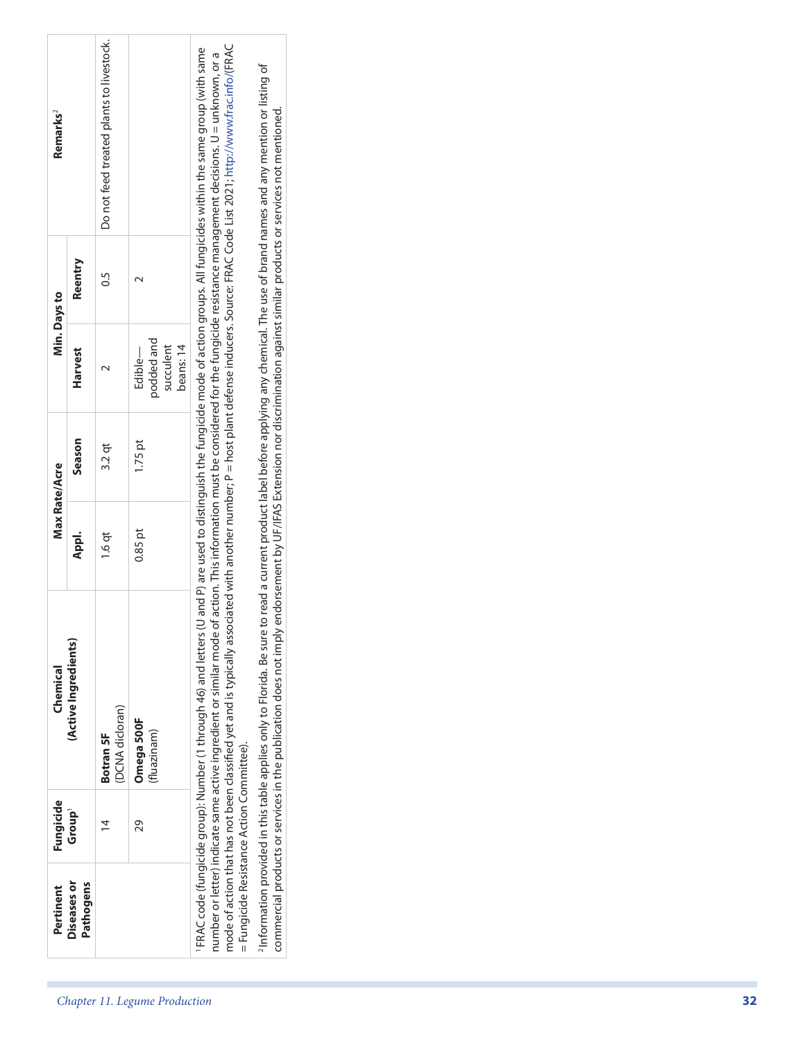| Pertinent Diseases or Pathogens | Fungicide Group[1] | Chemical (Active Ingredients) | Max Rate/Acre | | Min. Days to | | Remarks[2] |
|---|---|---|---|---|---|---|---|
| | | | Appl. | Season | Harvest | Reentry | |
| | 14 | **Botran 5F** (DCNA dicloran) | 1.6 qt | 3.2 qt | 2 | 0.5 | Do not feed treated plants to livestock. |
| | 29 | **Omega 500F** (fluazinam) | 0.85 pt | 1.75 pt | Edible—podded and succulent beans: 14 | 2 | |

[1] FRAC code (fungicide group): Number (1 through 46) and letters (U and P) are used to distinguish the fungicide mode of action groups. All fungicides within the same group (with same number or letter) indicate same active ingredient or similar mode of action. This information must be considered for the fungicide resistance management decisions. U = unknown, or a mode of action that has not been classified yet and is typically associated with another number; P = host plant defense inducers. Source: FRAC Code List 2021; http://www.frac.info/ (FRAC = Fungicide Resistance Action Committee).

[2] Information provided in this table applies only to Florida. Be sure to read a current product label before applying any chemical. The use of brand names and any mention or listing of commercial products or services in the publication does not imply endorsement by UF/IFAS Extension nor discrimination against similar products or services not mentioned.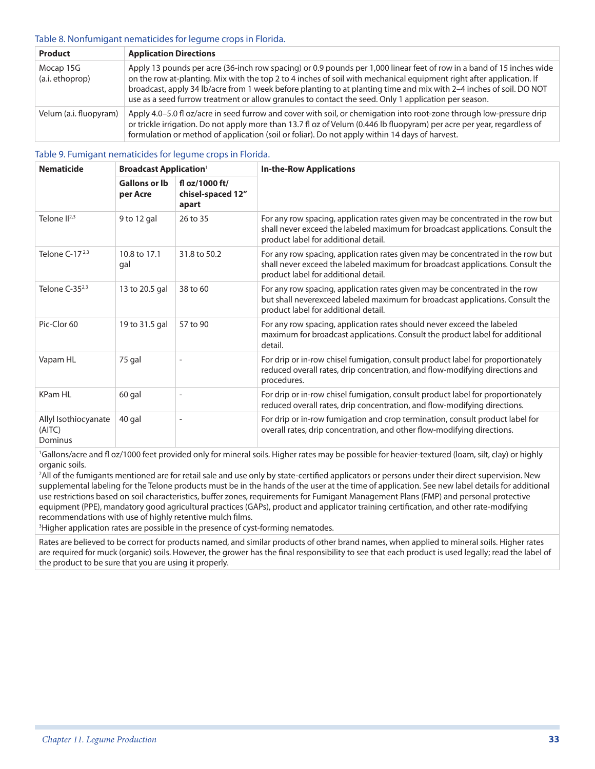Table 8. Nonfumigant nematicides for legume crops in Florida.

| Product | Application Directions |
|---|---|
| Mocap 15G (a.i. ethoprop) | Apply 13 pounds per acre (36-inch row spacing) or 0.9 pounds per 1,000 linear feet of row in a band of 15 inches wide on the row at-planting. Mix with the top 2 to 4 inches of soil with mechanical equipment right after application. If broadcast, apply 34 lb/acre from 1 week before planting to at planting time and mix with 2–4 inches of soil. DO NOT use as a seed furrow treatment or allow granules to contact the seed. Only 1 application per season. |
| Velum (a.i. fluopyram) | Apply 4.0–5.0 fl oz/acre in seed furrow and cover with soil, or chemigation into root-zone through low-pressure drip or trickle irrigation. Do not apply more than 13.7 fl oz of Velum (0.446 lb fluopyram) per acre per year, regardless of formulation or method of application (soil or foliar). Do not apply within 14 days of harvest. |

Table 9. Fumigant nematicides for legume crops in Florida.

| Nematicide | Broadcast Application[1] | | In-the-Row Applications |
|---|---|---|---|
| | Gallons or lb per Acre | fl oz/1000 ft/ chisel-spaced 12" apart | |
| Telone II[2,3] | 9 to 12 gal | 26 to 35 | For any row spacing, application rates given may be concentrated in the row but shall never exceed the labeled maximum for broadcast applications. Consult the product label for additional detail. |
| Telone C-17[2,3] | 10.8 to 17.1 gal | 31.8 to 50.2 | For any row spacing, application rates given may be concentrated in the row but shall never exceed the labeled maximum for broadcast applications. Consult the product label for additional detail. |
| Telone C-35[2,3] | 13 to 20.5 gal | 38 to 60 | For any row spacing, application rates given may be concentrated in the row but shall neverexceed labeled maximum for broadcast applications. Consult the product label for additional detail. |
| Pic-Clor 60 | 19 to 31.5 gal | 57 to 90 | For any row spacing, application rates should never exceed the labeled maximum for broadcast applications. Consult the product label for additional detail. |
| Vapam HL | 75 gal | - | For drip or in-row chisel fumigation, consult product label for proportionately reduced overall rates, drip concentration, and flow-modifying directions and procedures. |
| KPam HL | 60 gal | - | For drip or in-row chisel fumigation, consult product label for proportionately reduced overall rates, drip concentration, and flow-modifying directions. |
| Allyl Isothiocyanate (AITC) Dominus | 40 gal | - | For drip or in-row fumigation and crop termination, consult product label for overall rates, drip concentration, and other flow-modifying directions. |

[1]Gallons/acre and fl oz/1000 feet provided only for mineral soils. Higher rates may be possible for heavier-textured (loam, silt, clay) or highly organic soils.

[2]All of the fumigants mentioned are for retail sale and use only by state-certified applicators or persons under their direct supervision. New supplemental labeling for the Telone products must be in the hands of the user at the time of application. See new label details for additional use restrictions based on soil characteristics, buffer zones, requirements for Fumigant Management Plans (FMP) and personal protective equipment (PPE), mandatory good agricultural practices (GAPs), product and applicator training certification, and other rate-modifying recommendations with use of highly retentive mulch films.

[3]Higher application rates are possible in the presence of cyst-forming nematodes.

Rates are believed to be correct for products named, and similar products of other brand names, when applied to mineral soils. Higher rates are required for muck (organic) soils. However, the grower has the final responsibility to see that each product is used legally; read the label of the product to be sure that you are using it properly.